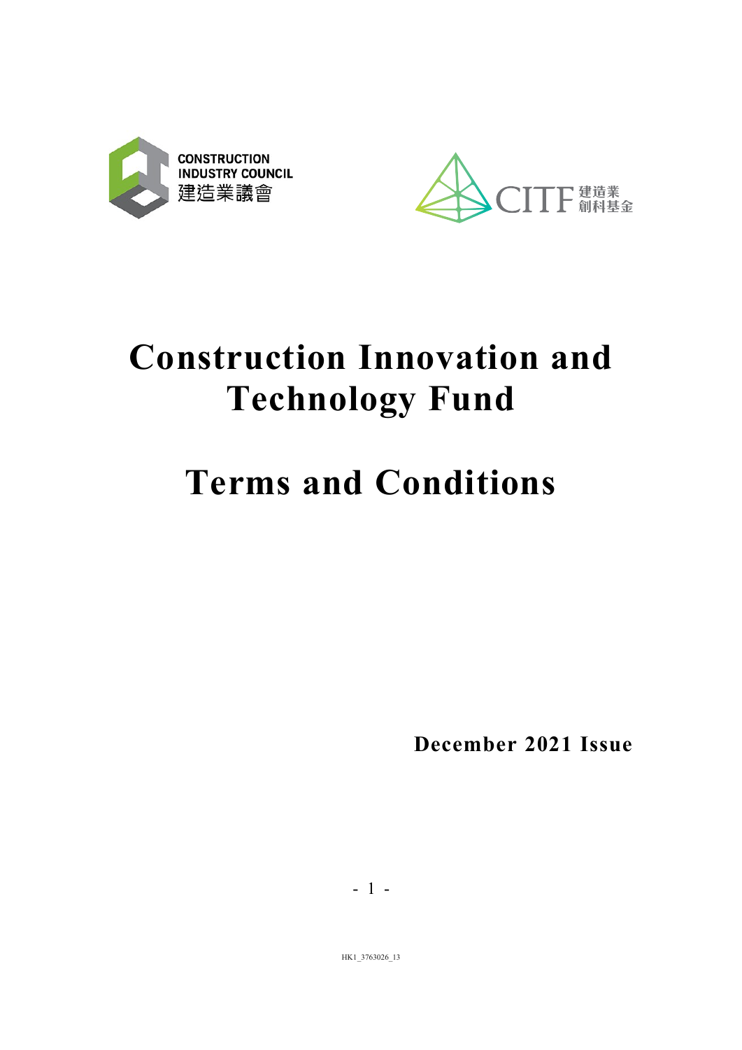CONSTRUCTION INDUSTRY COUNCIL 建造業議會

CITF 建造業創科基金

# Construction Innovation and Technology Fund

# Terms and Conditions

**December 2021 Issue**

HK1_3763026_13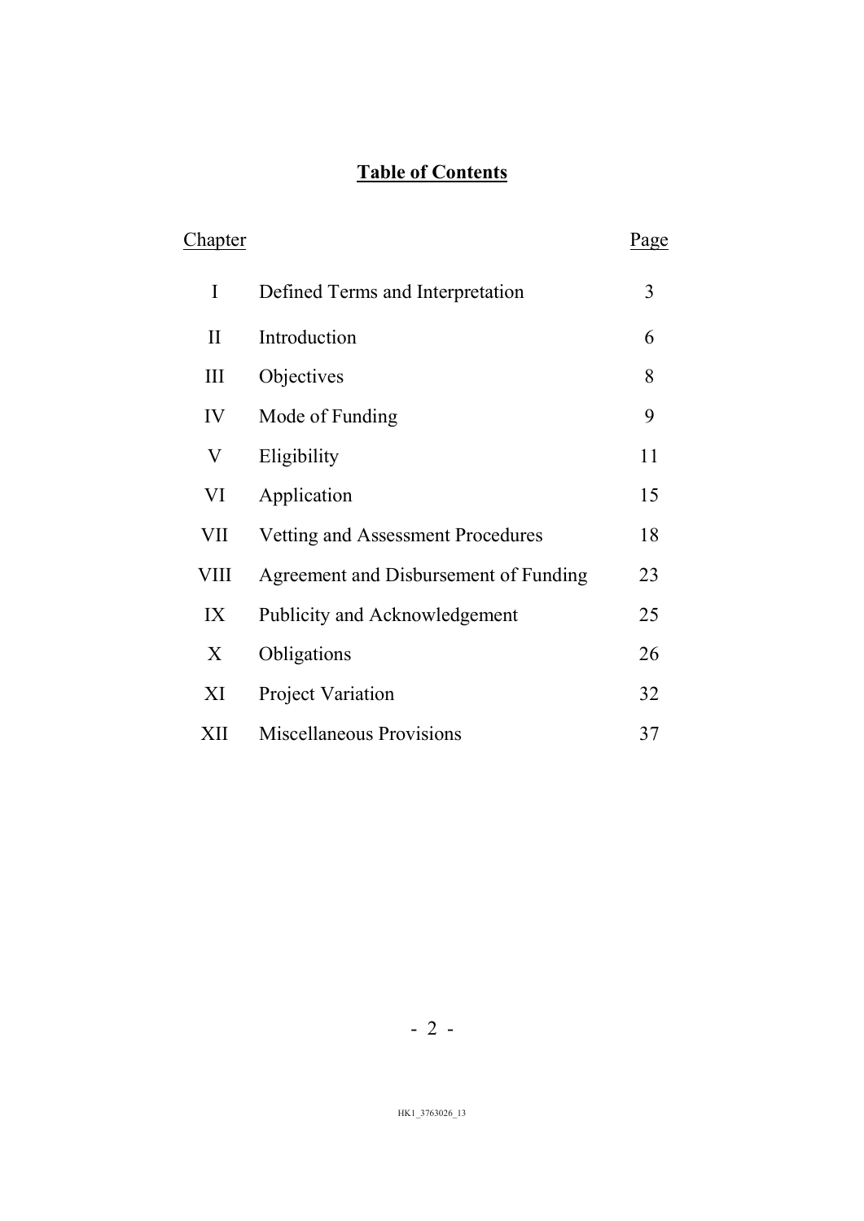# Table of Contents

| Chapter | | Page |
|---|---|---|
| I | Defined Terms and Interpretation | 3 |
| II | Introduction | 6 |
| III | Objectives | 8 |
| IV | Mode of Funding | 9 |
| V | Eligibility | 11 |
| VI | Application | 15 |
| VII | Vetting and Assessment Procedures | 18 |
| VIII | Agreement and Disbursement of Funding | 23 |
| IX | Publicity and Acknowledgement | 25 |
| X | Obligations | 26 |
| XI | Project Variation | 32 |
| XII | Miscellaneous Provisions | 37 |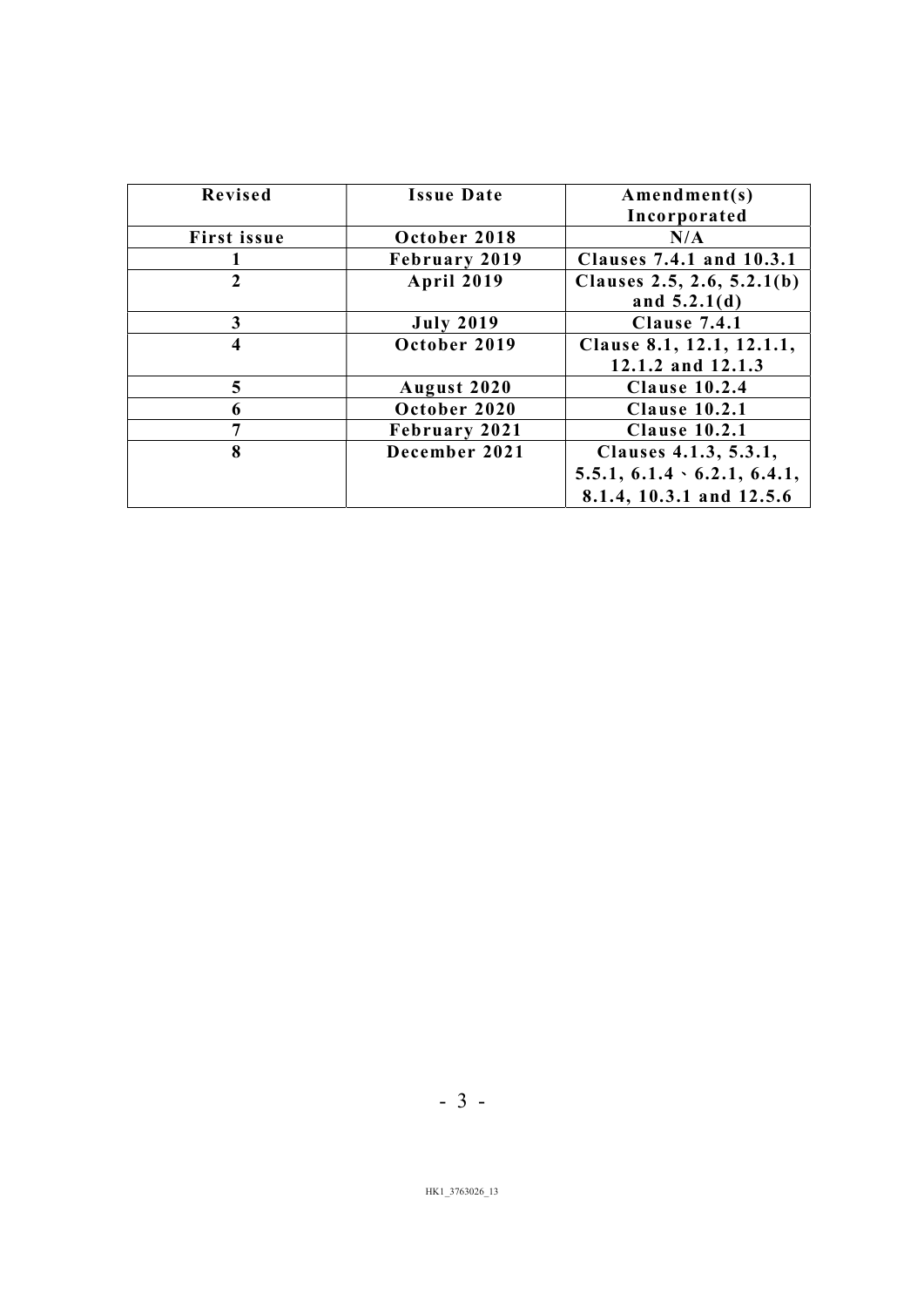| Revised | Issue Date | Amendment(s) Incorporated |
|---|---|---|
| First issue | October 2018 | N/A |
| 1 | February 2019 | Clauses 7.4.1 and 10.3.1 |
| 2 | April 2019 | Clauses 2.5, 2.6, 5.2.1(b) and 5.2.1(d) |
| 3 | July 2019 | Clause 7.4.1 |
| 4 | October 2019 | Clause 8.1, 12.1, 12.1.1, 12.1.2 and 12.1.3 |
| 5 | August 2020 | Clause 10.2.4 |
| 6 | October 2020 | Clause 10.2.1 |
| 7 | February 2021 | Clause 10.2.1 |
| 8 | December 2021 | Clauses 4.1.3, 5.3.1, 5.5.1, 6.1.4、6.2.1, 6.4.1, 8.1.4, 10.3.1 and 12.5.6 |

HK1_3763026_13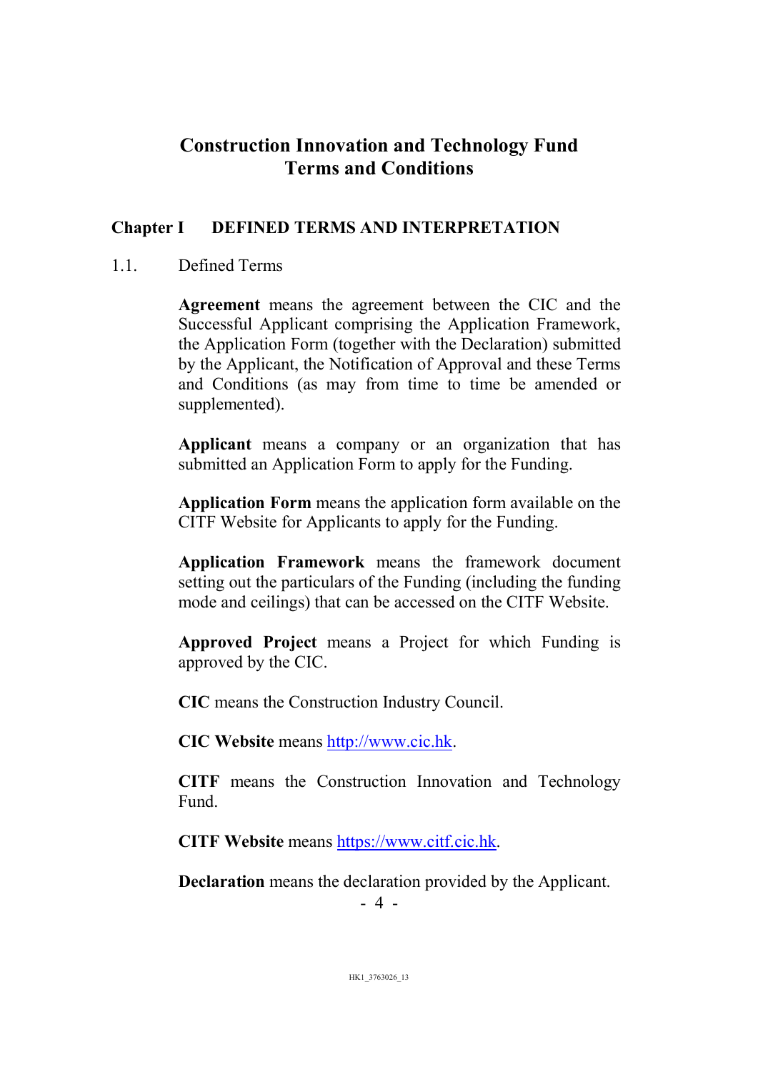# Construction Innovation and Technology Fund Terms and Conditions

## Chapter I DEFINED TERMS AND INTERPRETATION

1.1. Defined Terms

**Agreement** means the agreement between the CIC and the Successful Applicant comprising the Application Framework, the Application Form (together with the Declaration) submitted by the Applicant, the Notification of Approval and these Terms and Conditions (as may from time to time be amended or supplemented).

**Applicant** means a company or an organization that has submitted an Application Form to apply for the Funding.

**Application Form** means the application form available on the CITF Website for Applicants to apply for the Funding.

**Application Framework** means the framework document setting out the particulars of the Funding (including the funding mode and ceilings) that can be accessed on the CITF Website.

**Approved Project** means a Project for which Funding is approved by the CIC.

**CIC** means the Construction Industry Council.

**CIC Website** means http://www.cic.hk.

**CITF** means the Construction Innovation and Technology Fund.

**CITF Website** means https://www.citf.cic.hk.

**Declaration** means the declaration provided by the Applicant.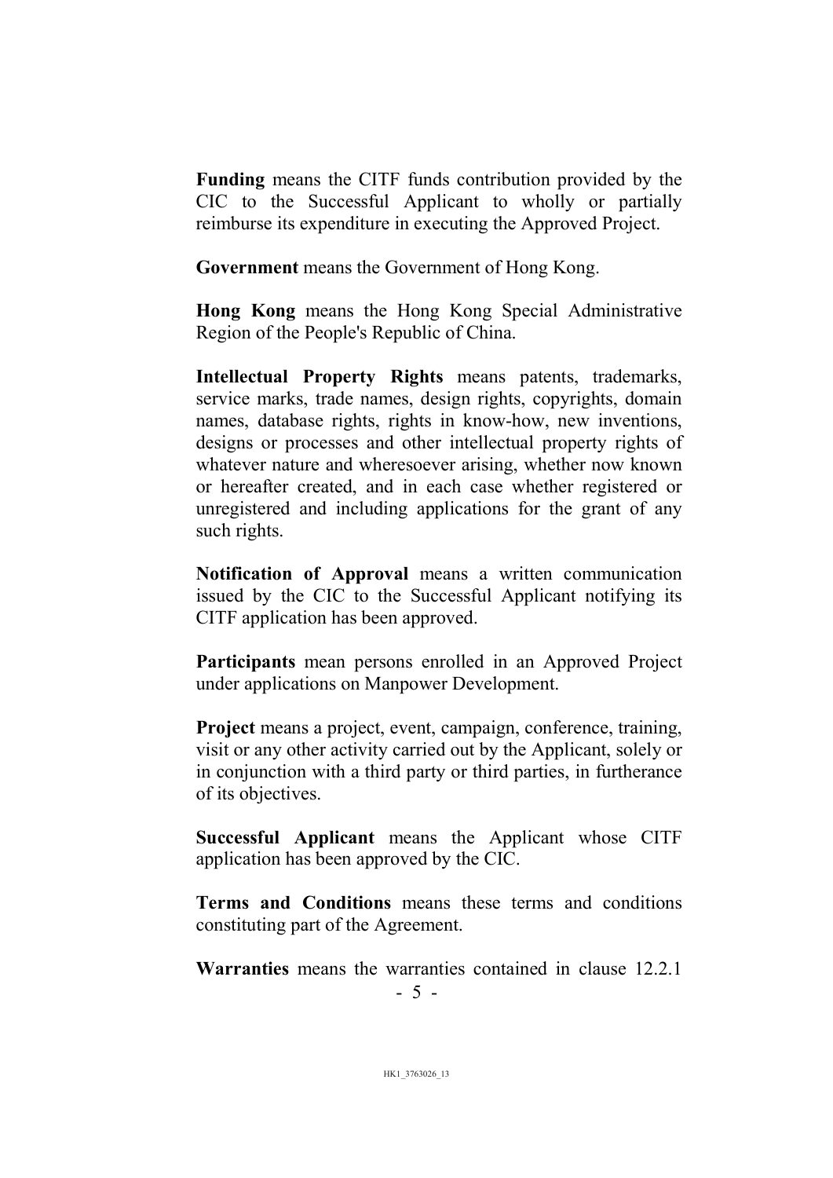**Funding** means the CITF funds contribution provided by the CIC to the Successful Applicant to wholly or partially reimburse its expenditure in executing the Approved Project.

**Government** means the Government of Hong Kong.

**Hong Kong** means the Hong Kong Special Administrative Region of the People's Republic of China.

**Intellectual Property Rights** means patents, trademarks, service marks, trade names, design rights, copyrights, domain names, database rights, rights in know-how, new inventions, designs or processes and other intellectual property rights of whatever nature and wheresoever arising, whether now known or hereafter created, and in each case whether registered or unregistered and including applications for the grant of any such rights.

**Notification of Approval** means a written communication issued by the CIC to the Successful Applicant notifying its CITF application has been approved.

**Participants** mean persons enrolled in an Approved Project under applications on Manpower Development.

**Project** means a project, event, campaign, conference, training, visit or any other activity carried out by the Applicant, solely or in conjunction with a third party or third parties, in furtherance of its objectives.

**Successful Applicant** means the Applicant whose CITF application has been approved by the CIC.

**Terms and Conditions** means these terms and conditions constituting part of the Agreement.

**Warranties** means the warranties contained in clause 12.2.1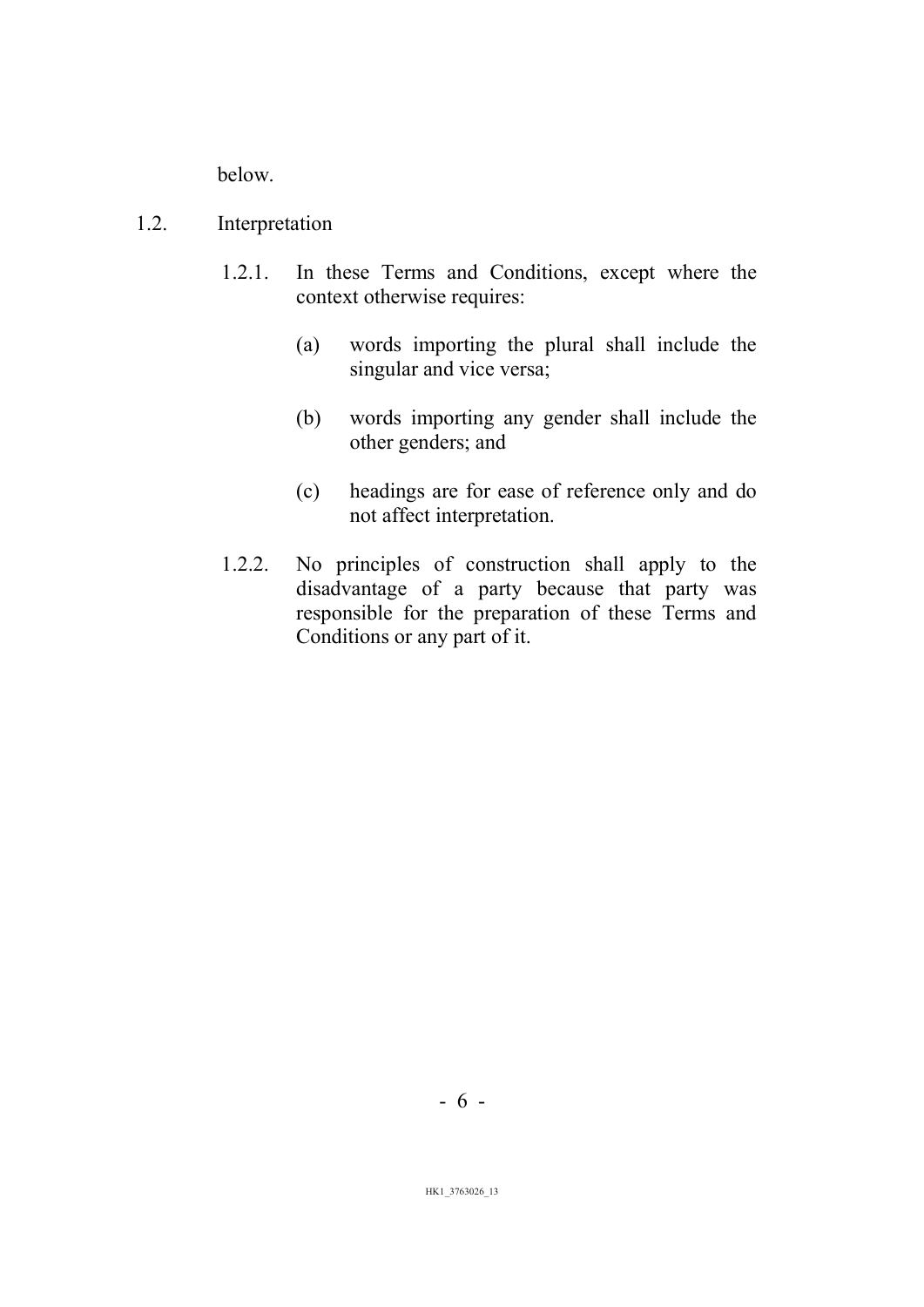below.

1.2. Interpretation

1.2.1. In these Terms and Conditions, except where the context otherwise requires:

(a) words importing the plural shall include the singular and vice versa;

(b) words importing any gender shall include the other genders; and

(c) headings are for ease of reference only and do not affect interpretation.

1.2.2. No principles of construction shall apply to the disadvantage of a party because that party was responsible for the preparation of these Terms and Conditions or any part of it.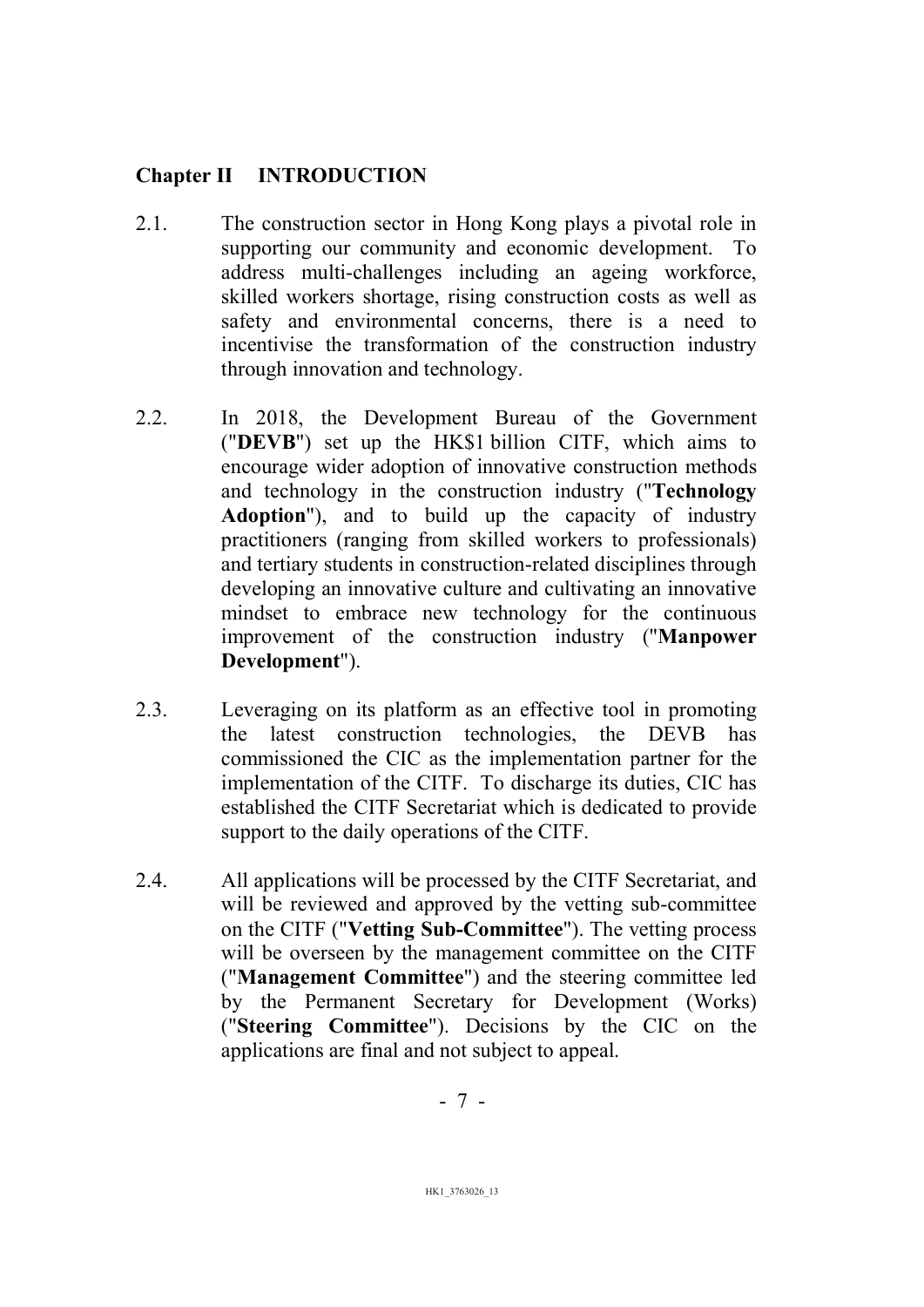## Chapter II INTRODUCTION

2.1. The construction sector in Hong Kong plays a pivotal role in supporting our community and economic development. To address multi-challenges including an ageing workforce, skilled workers shortage, rising construction costs as well as safety and environmental concerns, there is a need to incentivise the transformation of the construction industry through innovation and technology.

2.2. In 2018, the Development Bureau of the Government ("**DEVB**") set up the HK$1 billion CITF, which aims to encourage wider adoption of innovative construction methods and technology in the construction industry ("**Technology Adoption**"), and to build up the capacity of industry practitioners (ranging from skilled workers to professionals) and tertiary students in construction-related disciplines through developing an innovative culture and cultivating an innovative mindset to embrace new technology for the continuous improvement of the construction industry ("**Manpower Development**").

2.3. Leveraging on its platform as an effective tool in promoting the latest construction technologies, the DEVB has commissioned the CIC as the implementation partner for the implementation of the CITF. To discharge its duties, CIC has established the CITF Secretariat which is dedicated to provide support to the daily operations of the CITF.

2.4. All applications will be processed by the CITF Secretariat, and will be reviewed and approved by the vetting sub-committee on the CITF ("**Vetting Sub-Committee**"). The vetting process will be overseen by the management committee on the CITF ("**Management Committee**") and the steering committee led by the Permanent Secretary for Development (Works) ("**Steering Committee**"). Decisions by the CIC on the applications are final and not subject to appeal.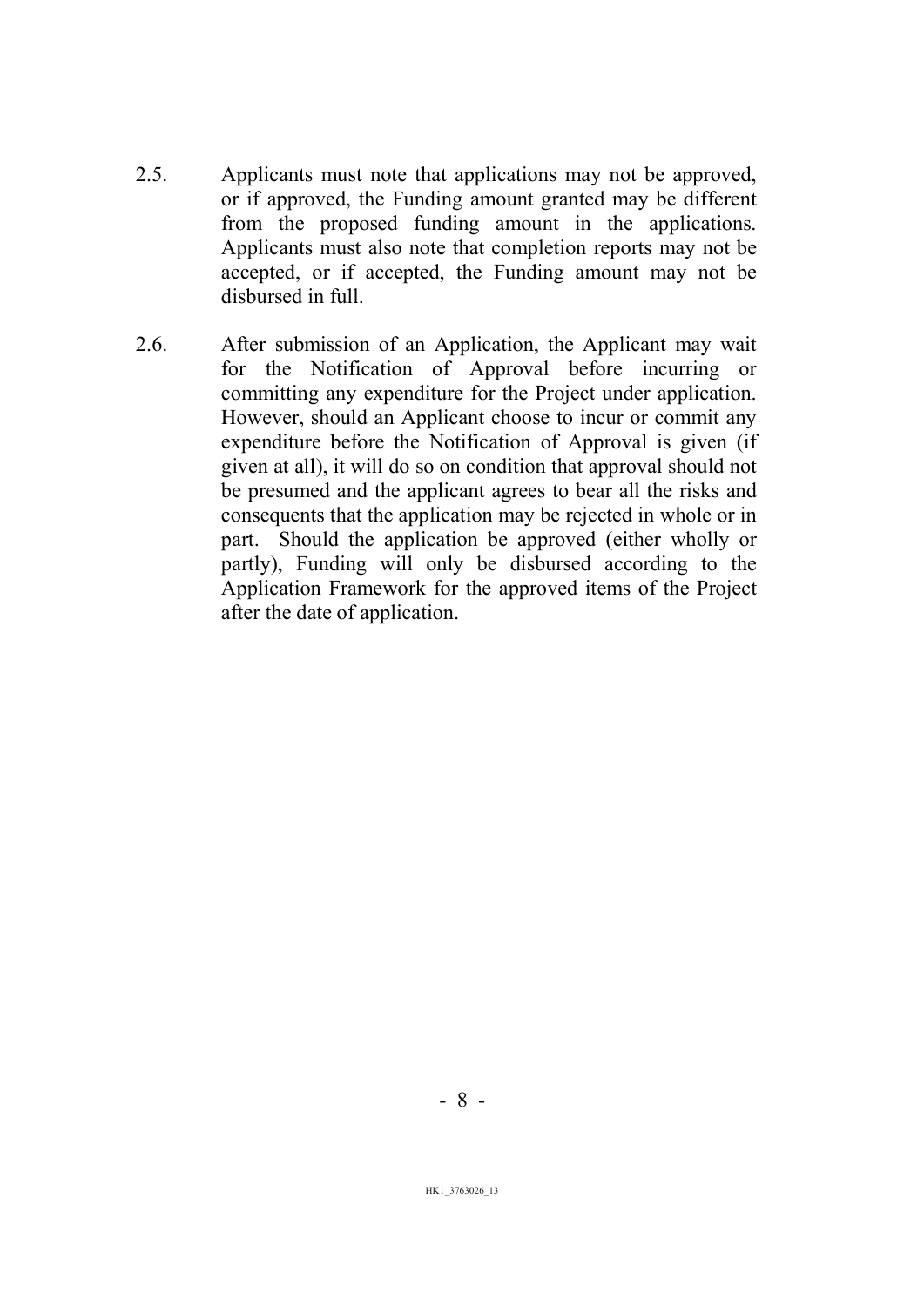2.5. Applicants must note that applications may not be approved, or if approved, the Funding amount granted may be different from the proposed funding amount in the applications. Applicants must also note that completion reports may not be accepted, or if accepted, the Funding amount may not be disbursed in full.

2.6. After submission of an Application, the Applicant may wait for the Notification of Approval before incurring or committing any expenditure for the Project under application. However, should an Applicant choose to incur or commit any expenditure before the Notification of Approval is given (if given at all), it will do so on condition that approval should not be presumed and the applicant agrees to bear all the risks and consequents that the application may be rejected in whole or in part. Should the application be approved (either wholly or partly), Funding will only be disbursed according to the Application Framework for the approved items of the Project after the date of application.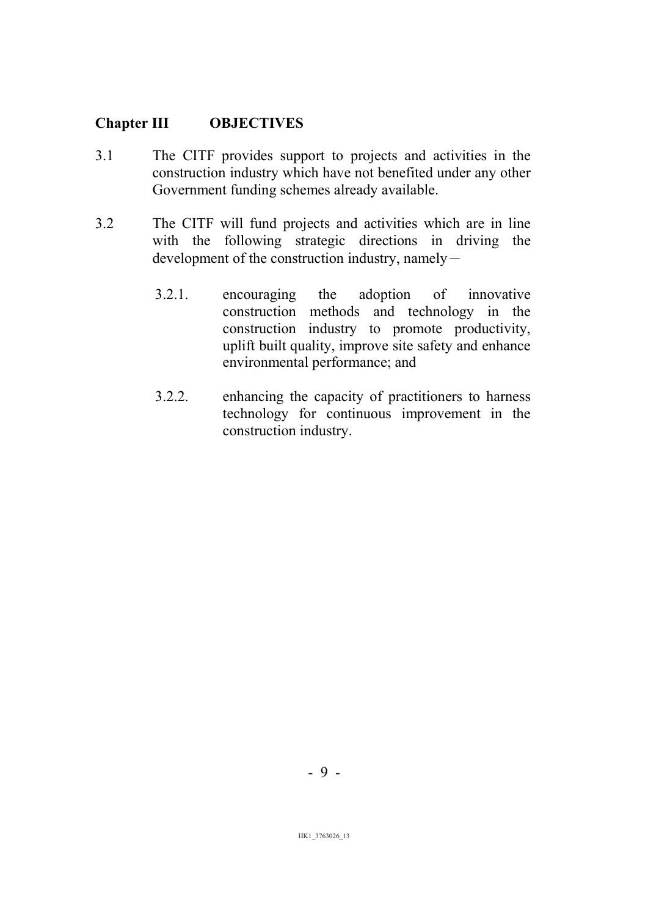## Chapter III OBJECTIVES

3.1 The CITF provides support to projects and activities in the construction industry which have not benefited under any other Government funding schemes already available.

3.2 The CITF will fund projects and activities which are in line with the following strategic directions in driving the development of the construction industry, namely－

3.2.1. encouraging the adoption of innovative construction methods and technology in the construction industry to promote productivity, uplift built quality, improve site safety and enhance environmental performance; and

3.2.2. enhancing the capacity of practitioners to harness technology for continuous improvement in the construction industry.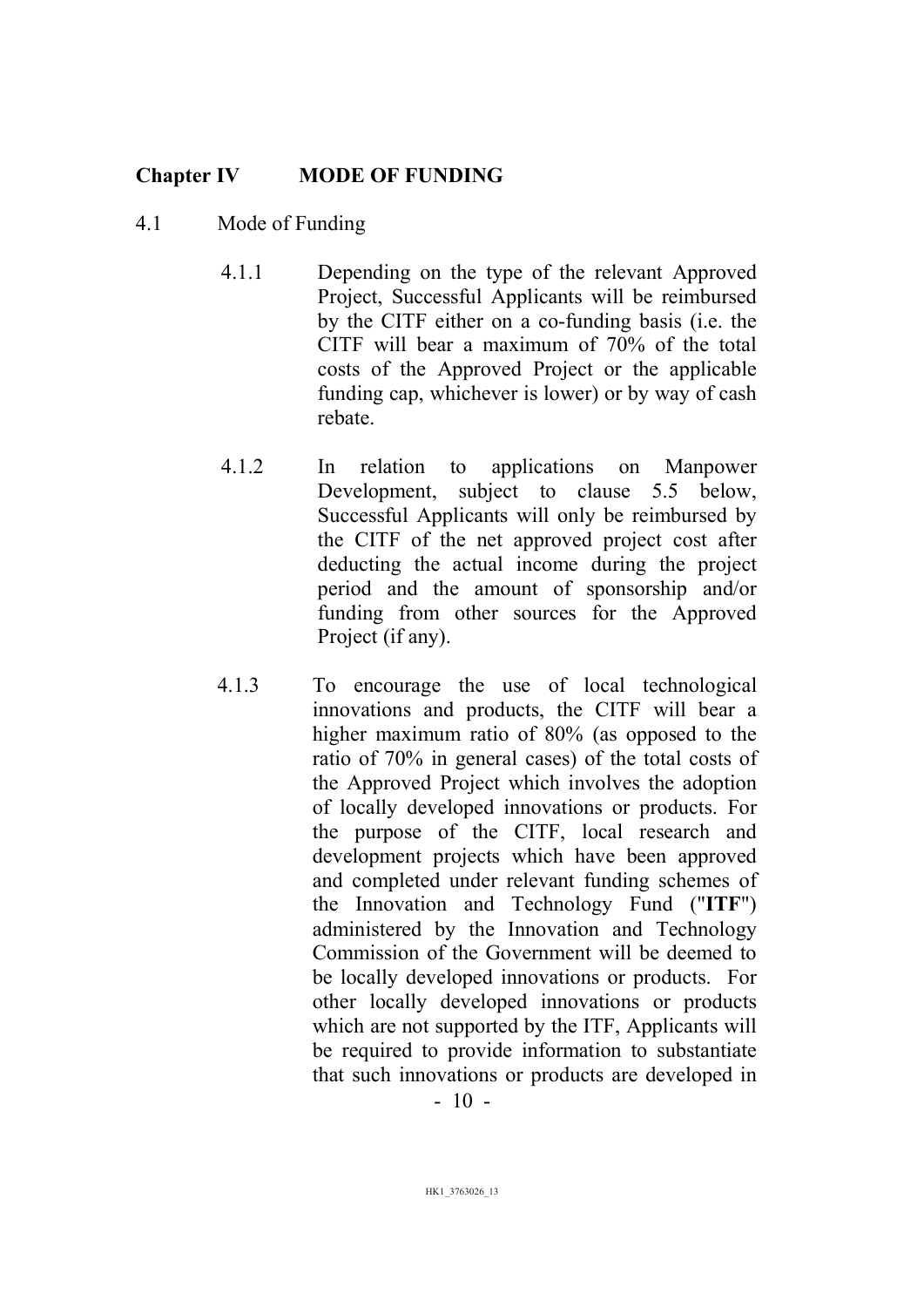## Chapter IV MODE OF FUNDING

4.1 Mode of Funding

4.1.1 Depending on the type of the relevant Approved Project, Successful Applicants will be reimbursed by the CITF either on a co-funding basis (i.e. the CITF will bear a maximum of 70% of the total costs of the Approved Project or the applicable funding cap, whichever is lower) or by way of cash rebate.

4.1.2 In relation to applications on Manpower Development, subject to clause 5.5 below, Successful Applicants will only be reimbursed by the CITF of the net approved project cost after deducting the actual income during the project period and the amount of sponsorship and/or funding from other sources for the Approved Project (if any).

4.1.3 To encourage the use of local technological innovations and products, the CITF will bear a higher maximum ratio of 80% (as opposed to the ratio of 70% in general cases) of the total costs of the Approved Project which involves the adoption of locally developed innovations or products. For the purpose of the CITF, local research and development projects which have been approved and completed under relevant funding schemes of the Innovation and Technology Fund ("**ITF**") administered by the Innovation and Technology Commission of the Government will be deemed to be locally developed innovations or products. For other locally developed innovations or products which are not supported by the ITF, Applicants will be required to provide information to substantiate that such innovations or products are developed in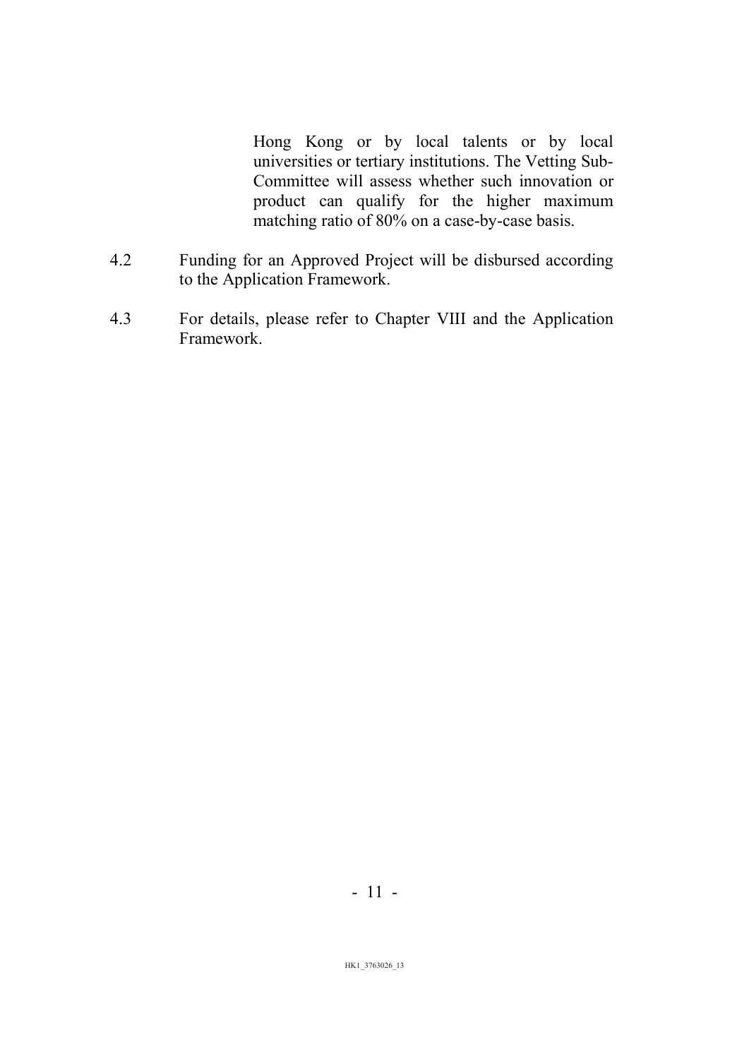Hong Kong or by local talents or by local universities or tertiary institutions. The Vetting Sub-Committee will assess whether such innovation or product can qualify for the higher maximum matching ratio of 80% on a case-by-case basis.

4.2 Funding for an Approved Project will be disbursed according to the Application Framework.

4.3 For details, please refer to Chapter VIII and the Application Framework.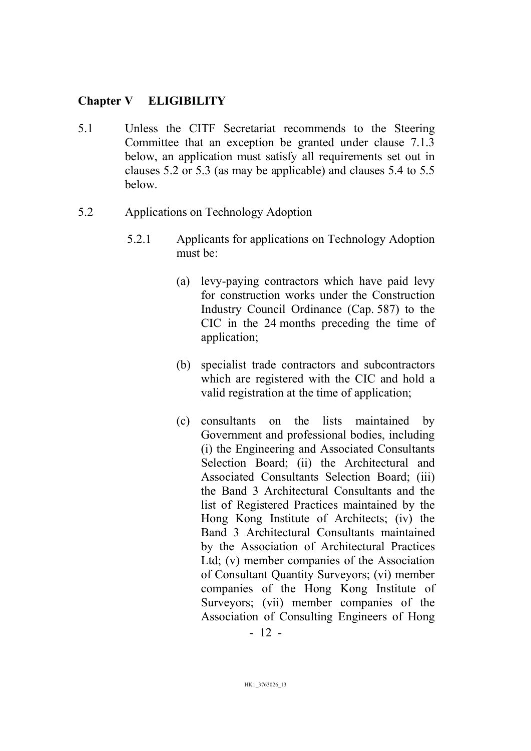## Chapter V ELIGIBILITY

5.1 Unless the CITF Secretariat recommends to the Steering Committee that an exception be granted under clause 7.1.3 below, an application must satisfy all requirements set out in clauses 5.2 or 5.3 (as may be applicable) and clauses 5.4 to 5.5 below.

5.2 Applications on Technology Adoption

5.2.1 Applicants for applications on Technology Adoption must be:

(a) levy-paying contractors which have paid levy for construction works under the Construction Industry Council Ordinance (Cap. 587) to the CIC in the 24 months preceding the time of application;

(b) specialist trade contractors and subcontractors which are registered with the CIC and hold a valid registration at the time of application;

(c) consultants on the lists maintained by Government and professional bodies, including (i) the Engineering and Associated Consultants Selection Board; (ii) the Architectural and Associated Consultants Selection Board; (iii) the Band 3 Architectural Consultants and the list of Registered Practices maintained by the Hong Kong Institute of Architects; (iv) the Band 3 Architectural Consultants maintained by the Association of Architectural Practices Ltd; (v) member companies of the Association of Consultant Quantity Surveyors; (vi) member companies of the Hong Kong Institute of Surveyors; (vii) member companies of the Association of Consulting Engineers of Hong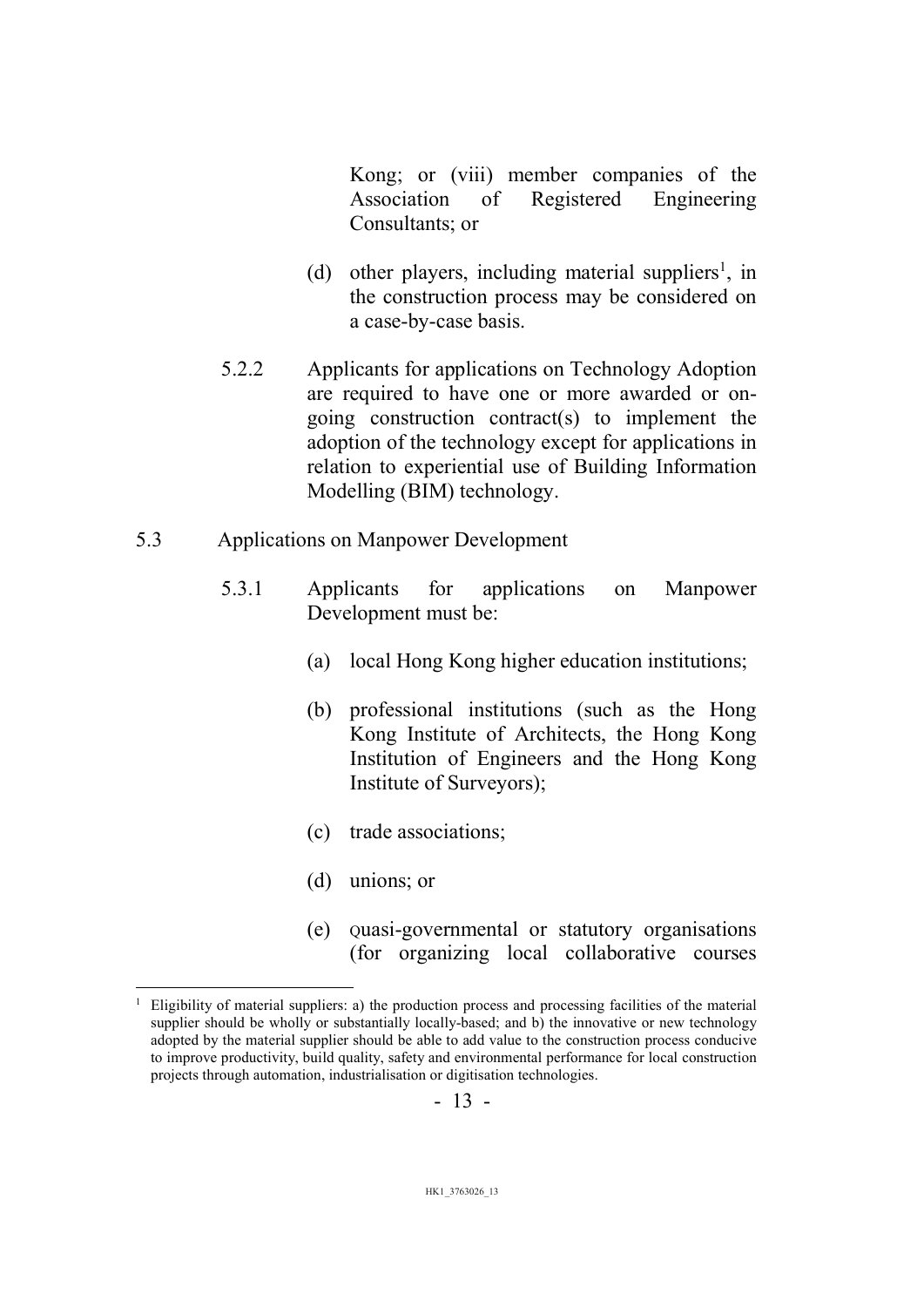Kong; or (viii) member companies of the Association of Registered Engineering Consultants; or

(d) other players, including material suppliers[1], in the construction process may be considered on a case-by-case basis.

5.2.2 Applicants for applications on Technology Adoption are required to have one or more awarded or on-going construction contract(s) to implement the adoption of the technology except for applications in relation to experiential use of Building Information Modelling (BIM) technology.

5.3 Applications on Manpower Development

5.3.1 Applicants for applications on Manpower Development must be:

(a) local Hong Kong higher education institutions;

(b) professional institutions (such as the Hong Kong Institute of Architects, the Hong Kong Institution of Engineers and the Hong Kong Institute of Surveyors);

(c) trade associations;

(d) unions; or

(e) Quasi-governmental or statutory organisations (for organizing local collaborative courses

---

[1] Eligibility of material suppliers: a) the production process and processing facilities of the material supplier should be wholly or substantially locally-based; and b) the innovative or new technology adopted by the material supplier should be able to add value to the construction process conducive to improve productivity, build quality, safety and environmental performance for local construction projects through automation, industrialisation or digitisation technologies.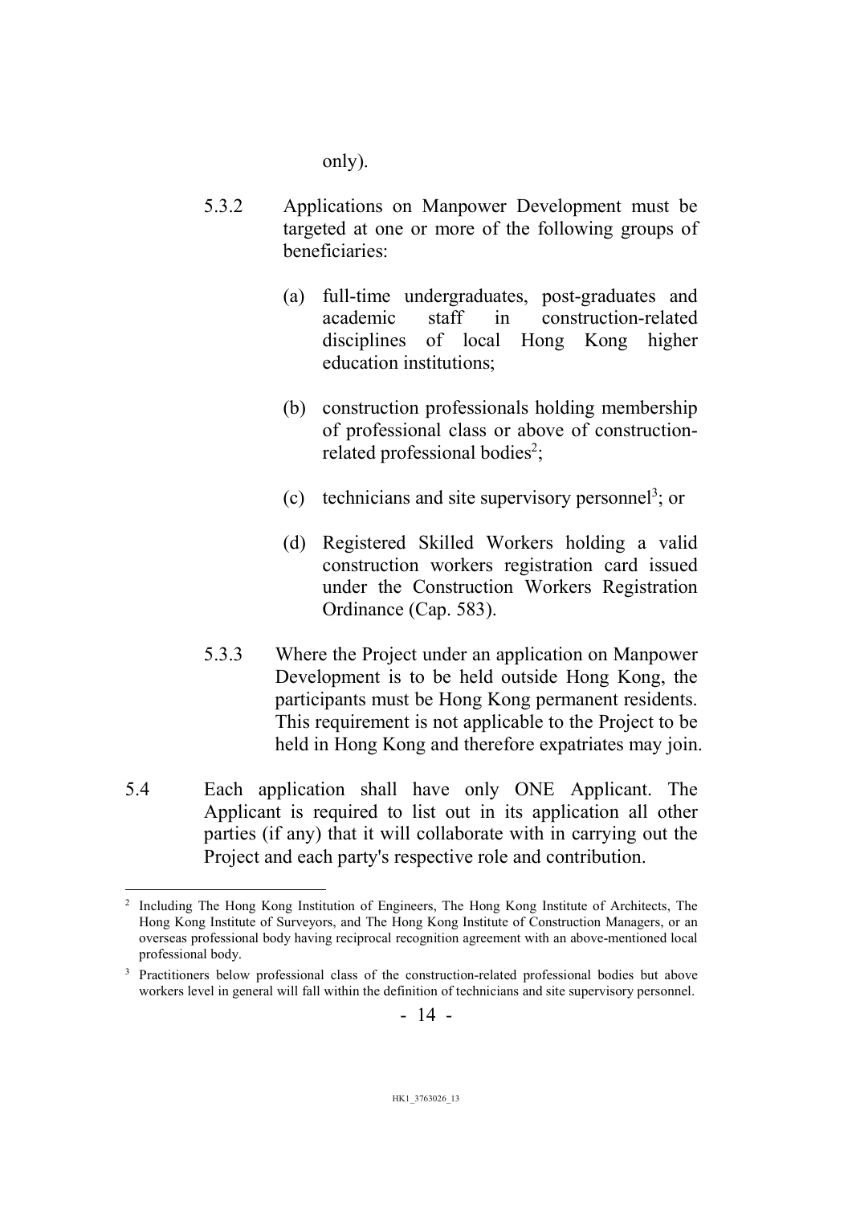only).

5.3.2 Applications on Manpower Development must be targeted at one or more of the following groups of beneficiaries:

(a) full-time undergraduates, post-graduates and academic staff in construction-related disciplines of local Hong Kong higher education institutions;

(b) construction professionals holding membership of professional class or above of construction-related professional bodies[2];

(c) technicians and site supervisory personnel[3]; or

(d) Registered Skilled Workers holding a valid construction workers registration card issued under the Construction Workers Registration Ordinance (Cap. 583).

5.3.3 Where the Project under an application on Manpower Development is to be held outside Hong Kong, the participants must be Hong Kong permanent residents. This requirement is not applicable to the Project to be held in Hong Kong and therefore expatriates may join.

5.4 Each application shall have only ONE Applicant. The Applicant is required to list out in its application all other parties (if any) that it will collaborate with in carrying out the Project and each party's respective role and contribution.

---

[2] Including The Hong Kong Institution of Engineers, The Hong Kong Institute of Architects, The Hong Kong Institute of Surveyors, and The Hong Kong Institute of Construction Managers, or an overseas professional body having reciprocal recognition agreement with an above-mentioned local professional body.

[3] Practitioners below professional class of the construction-related professional bodies but above workers level in general will fall within the definition of technicians and site supervisory personnel.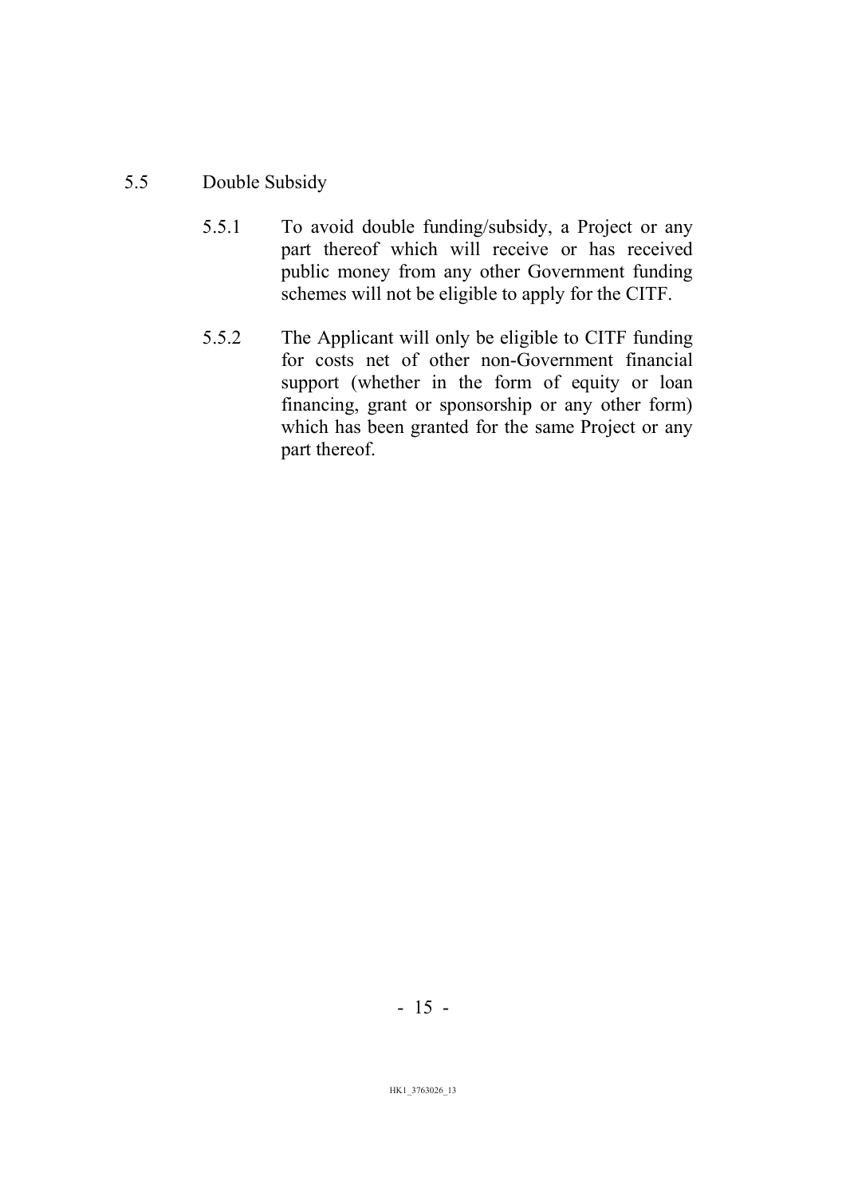## 5.5 Double Subsidy

5.5.1 To avoid double funding/subsidy, a Project or any part thereof which will receive or has received public money from any other Government funding schemes will not be eligible to apply for the CITF.

5.5.2 The Applicant will only be eligible to CITF funding for costs net of other non-Government financial support (whether in the form of equity or loan financing, grant or sponsorship or any other form) which has been granted for the same Project or any part thereof.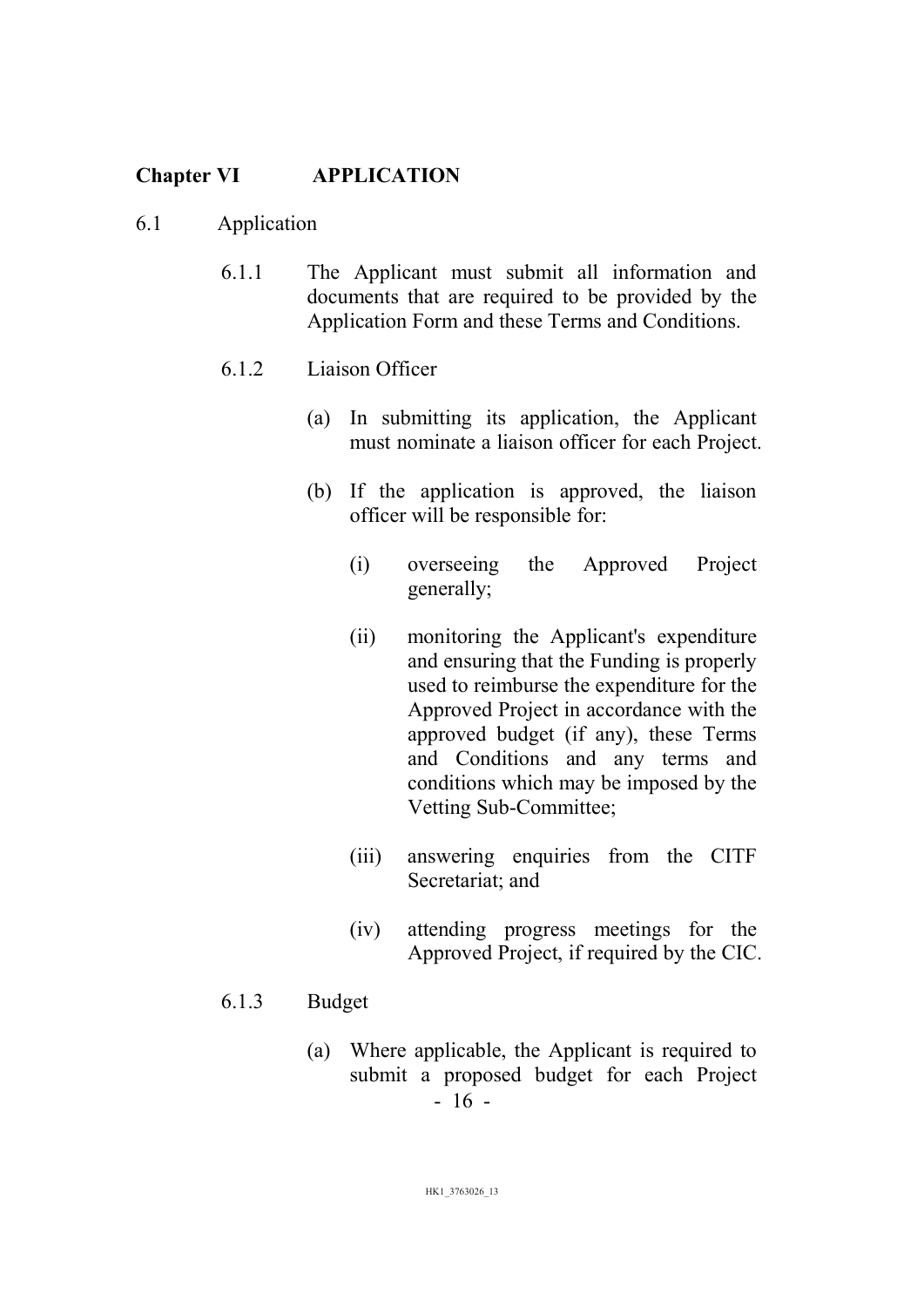## Chapter VI APPLICATION

6.1 Application

6.1.1 The Applicant must submit all information and documents that are required to be provided by the Application Form and these Terms and Conditions.

6.1.2 Liaison Officer

(a) In submitting its application, the Applicant must nominate a liaison officer for each Project.

(b) If the application is approved, the liaison officer will be responsible for:

(i) overseeing the Approved Project generally;

(ii) monitoring the Applicant's expenditure and ensuring that the Funding is properly used to reimburse the expenditure for the Approved Project in accordance with the approved budget (if any), these Terms and Conditions and any terms and conditions which may be imposed by the Vetting Sub-Committee;

(iii) answering enquiries from the CITF Secretariat; and

(iv) attending progress meetings for the Approved Project, if required by the CIC.

6.1.3 Budget

(a) Where applicable, the Applicant is required to submit a proposed budget for each Project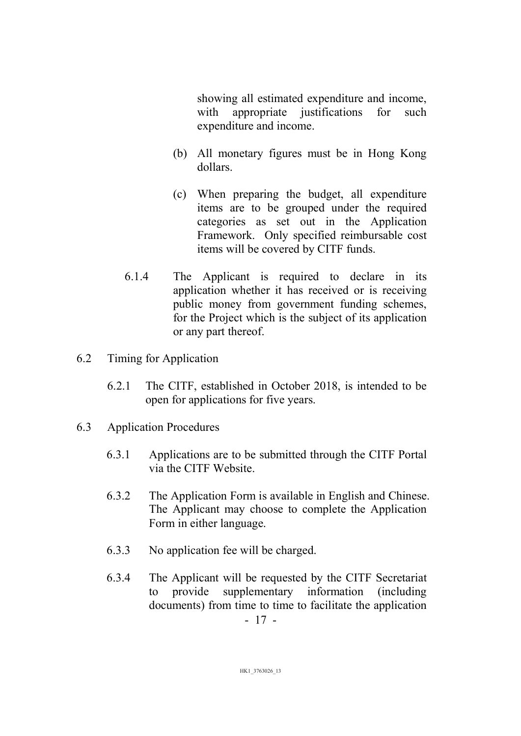showing all estimated expenditure and income, with appropriate justifications for such expenditure and income.

(b) All monetary figures must be in Hong Kong dollars.

(c) When preparing the budget, all expenditure items are to be grouped under the required categories as set out in the Application Framework. Only specified reimbursable cost items will be covered by CITF funds.

6.1.4 The Applicant is required to declare in its application whether it has received or is receiving public money from government funding schemes, for the Project which is the subject of its application or any part thereof.

6.2 Timing for Application

6.2.1 The CITF, established in October 2018, is intended to be open for applications for five years.

6.3 Application Procedures

6.3.1 Applications are to be submitted through the CITF Portal via the CITF Website.

6.3.2 The Application Form is available in English and Chinese. The Applicant may choose to complete the Application Form in either language.

6.3.3 No application fee will be charged.

6.3.4 The Applicant will be requested by the CITF Secretariat to provide supplementary information (including documents) from time to time to facilitate the application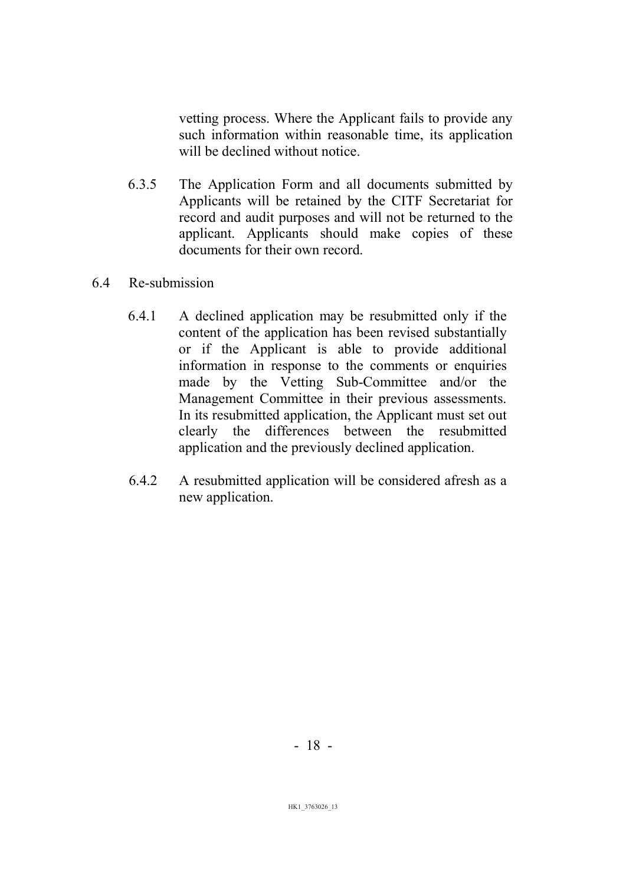vetting process. Where the Applicant fails to provide any such information within reasonable time, its application will be declined without notice.

6.3.5 The Application Form and all documents submitted by Applicants will be retained by the CITF Secretariat for record and audit purposes and will not be returned to the applicant. Applicants should make copies of these documents for their own record.

6.4 Re-submission

6.4.1 A declined application may be resubmitted only if the content of the application has been revised substantially or if the Applicant is able to provide additional information in response to the comments or enquiries made by the Vetting Sub-Committee and/or the Management Committee in their previous assessments. In its resubmitted application, the Applicant must set out clearly the differences between the resubmitted application and the previously declined application.

6.4.2 A resubmitted application will be considered afresh as a new application.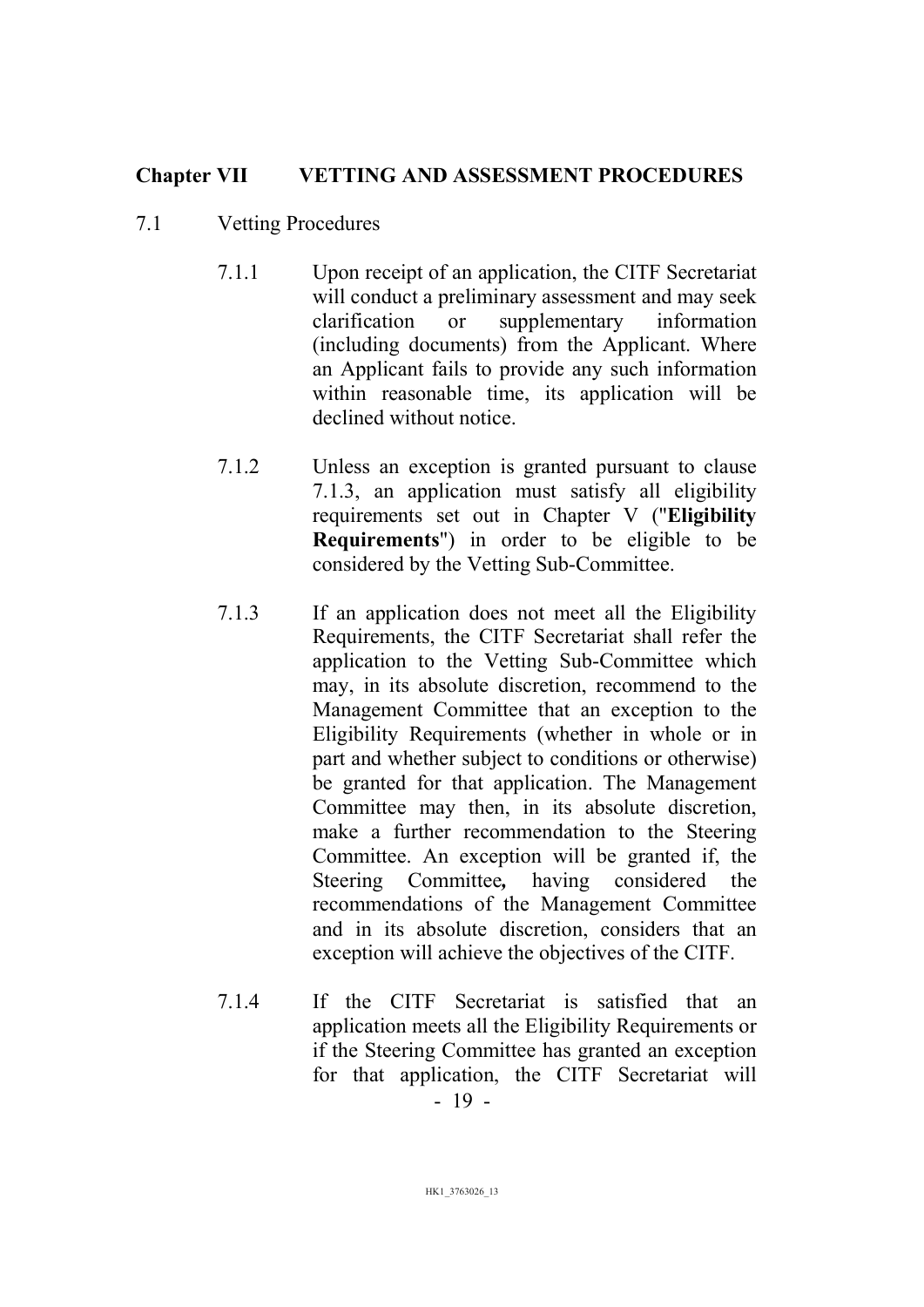## Chapter VII VETTING AND ASSESSMENT PROCEDURES

7.1 Vetting Procedures

7.1.1 Upon receipt of an application, the CITF Secretariat will conduct a preliminary assessment and may seek clarification or supplementary information (including documents) from the Applicant. Where an Applicant fails to provide any such information within reasonable time, its application will be declined without notice.

7.1.2 Unless an exception is granted pursuant to clause 7.1.3, an application must satisfy all eligibility requirements set out in Chapter V ("**Eligibility Requirements**") in order to be eligible to be considered by the Vetting Sub-Committee.

7.1.3 If an application does not meet all the Eligibility Requirements, the CITF Secretariat shall refer the application to the Vetting Sub-Committee which may, in its absolute discretion, recommend to the Management Committee that an exception to the Eligibility Requirements (whether in whole or in part and whether subject to conditions or otherwise) be granted for that application. The Management Committee may then, in its absolute discretion, make a further recommendation to the Steering Committee. An exception will be granted if, the Steering Committee**,** having considered the recommendations of the Management Committee and in its absolute discretion, considers that an exception will achieve the objectives of the CITF.

7.1.4 If the CITF Secretariat is satisfied that an application meets all the Eligibility Requirements or if the Steering Committee has granted an exception for that application, the CITF Secretariat will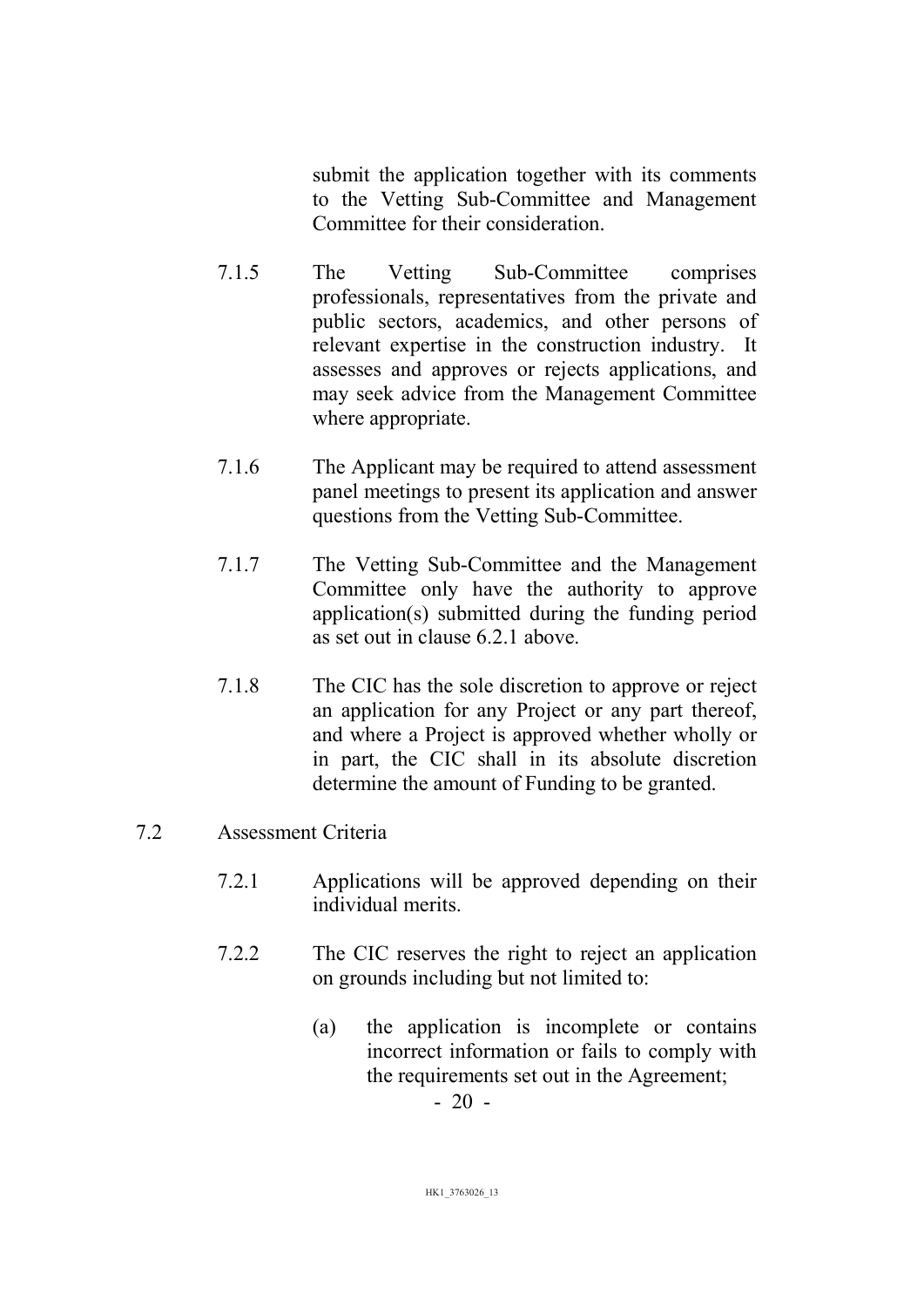submit the application together with its comments to the Vetting Sub-Committee and Management Committee for their consideration.

7.1.5 The Vetting Sub-Committee comprises professionals, representatives from the private and public sectors, academics, and other persons of relevant expertise in the construction industry. It assesses and approves or rejects applications, and may seek advice from the Management Committee where appropriate.

7.1.6 The Applicant may be required to attend assessment panel meetings to present its application and answer questions from the Vetting Sub-Committee.

7.1.7 The Vetting Sub-Committee and the Management Committee only have the authority to approve application(s) submitted during the funding period as set out in clause 6.2.1 above.

7.1.8 The CIC has the sole discretion to approve or reject an application for any Project or any part thereof, and where a Project is approved whether wholly or in part, the CIC shall in its absolute discretion determine the amount of Funding to be granted.

7.2 Assessment Criteria

7.2.1 Applications will be approved depending on their individual merits.

7.2.2 The CIC reserves the right to reject an application on grounds including but not limited to:

(a) the application is incomplete or contains incorrect information or fails to comply with the requirements set out in the Agreement;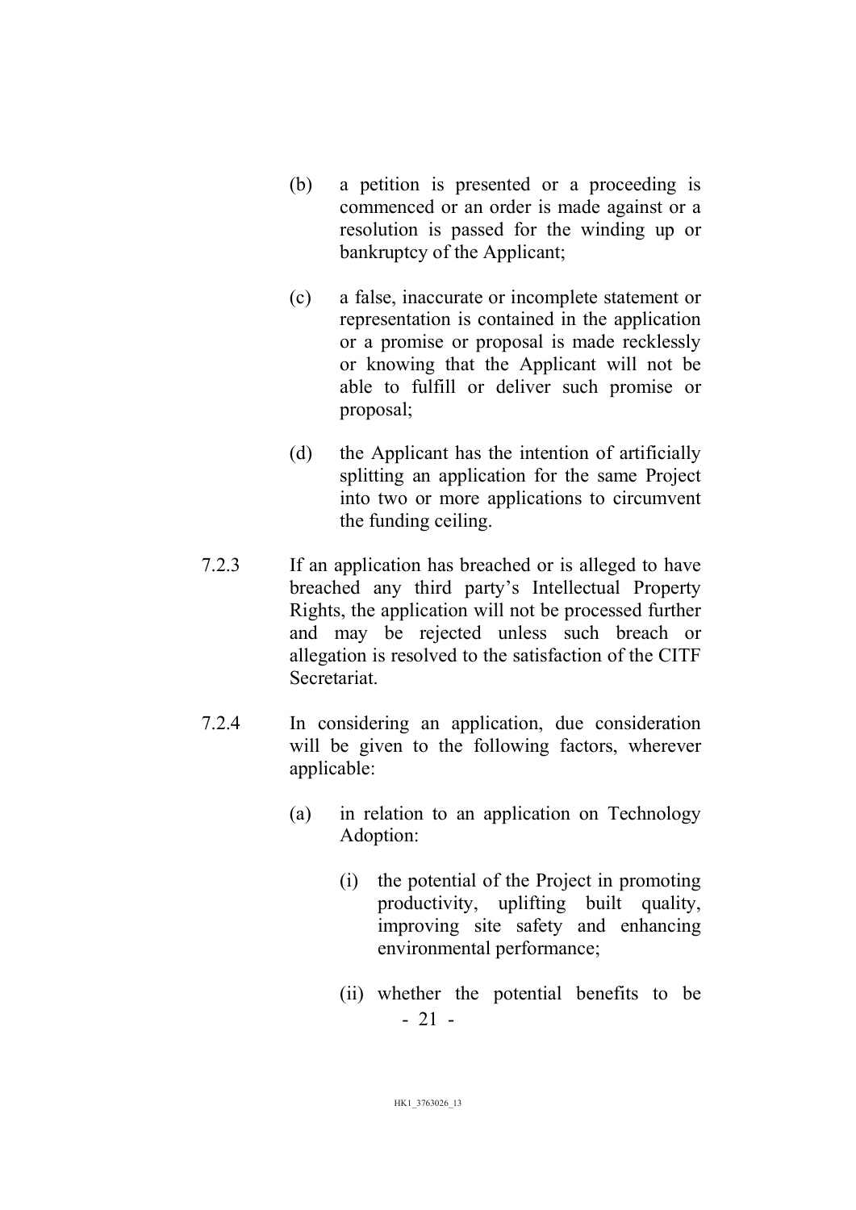(b) a petition is presented or a proceeding is commenced or an order is made against or a resolution is passed for the winding up or bankruptcy of the Applicant;

(c) a false, inaccurate or incomplete statement or representation is contained in the application or a promise or proposal is made recklessly or knowing that the Applicant will not be able to fulfill or deliver such promise or proposal;

(d) the Applicant has the intention of artificially splitting an application for the same Project into two or more applications to circumvent the funding ceiling.

7.2.3 If an application has breached or is alleged to have breached any third party's Intellectual Property Rights, the application will not be processed further and may be rejected unless such breach or allegation is resolved to the satisfaction of the CITF Secretariat.

7.2.4 In considering an application, due consideration will be given to the following factors, wherever applicable:

(a) in relation to an application on Technology Adoption:

(i) the potential of the Project in promoting productivity, uplifting built quality, improving site safety and enhancing environmental performance;

(ii) whether the potential benefits to be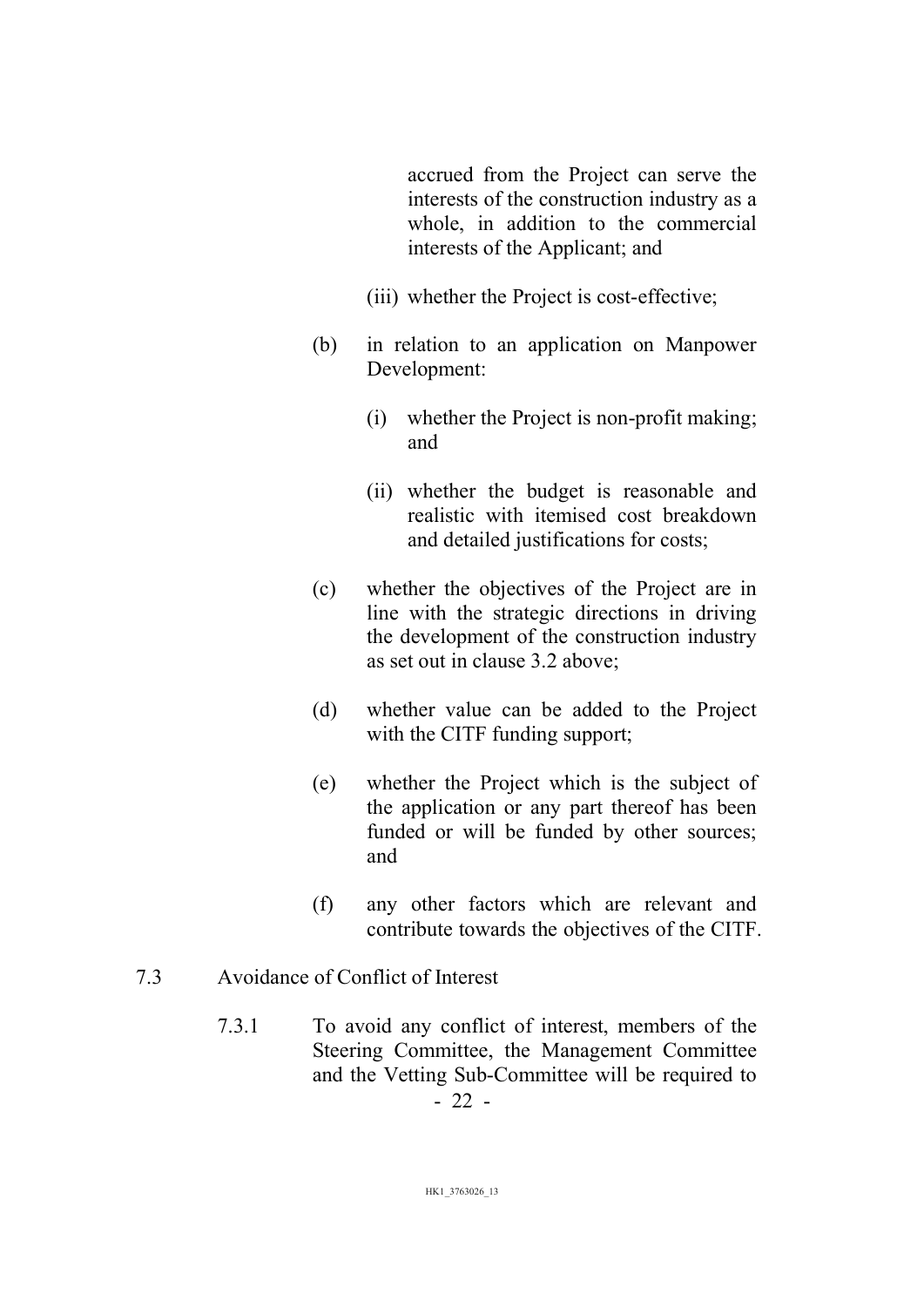accrued from the Project can serve the interests of the construction industry as a whole, in addition to the commercial interests of the Applicant; and

(iii) whether the Project is cost-effective;

(b) in relation to an application on Manpower Development:

(i) whether the Project is non-profit making; and

(ii) whether the budget is reasonable and realistic with itemised cost breakdown and detailed justifications for costs;

(c) whether the objectives of the Project are in line with the strategic directions in driving the development of the construction industry as set out in clause 3.2 above;

(d) whether value can be added to the Project with the CITF funding support;

(e) whether the Project which is the subject of the application or any part thereof has been funded or will be funded by other sources; and

(f) any other factors which are relevant and contribute towards the objectives of the CITF.

7.3 Avoidance of Conflict of Interest

7.3.1 To avoid any conflict of interest, members of the Steering Committee, the Management Committee and the Vetting Sub-Committee will be required to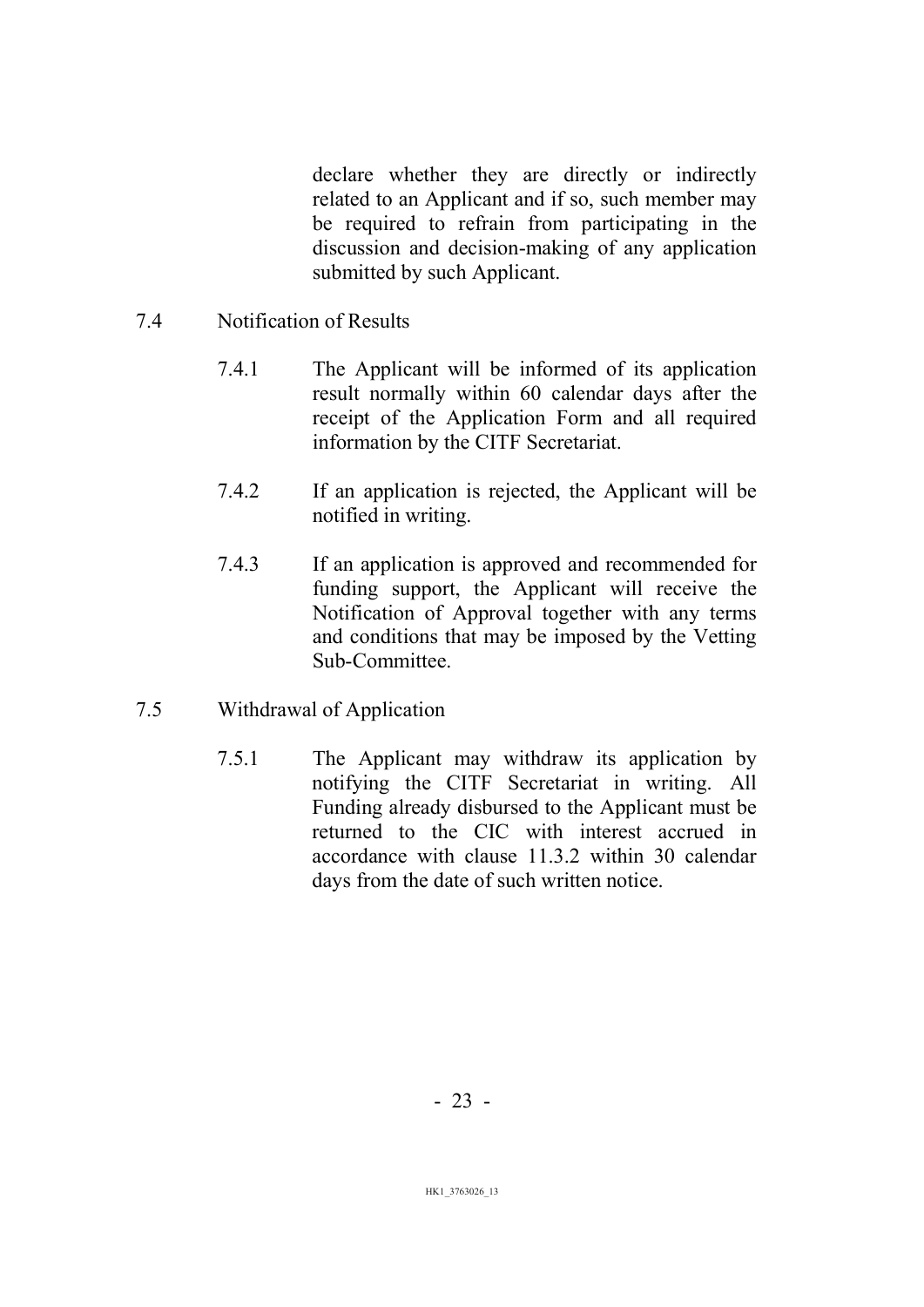declare whether they are directly or indirectly related to an Applicant and if so, such member may be required to refrain from participating in the discussion and decision-making of any application submitted by such Applicant.

7.4 Notification of Results

7.4.1 The Applicant will be informed of its application result normally within 60 calendar days after the receipt of the Application Form and all required information by the CITF Secretariat.

7.4.2 If an application is rejected, the Applicant will be notified in writing.

7.4.3 If an application is approved and recommended for funding support, the Applicant will receive the Notification of Approval together with any terms and conditions that may be imposed by the Vetting Sub-Committee.

7.5 Withdrawal of Application

7.5.1 The Applicant may withdraw its application by notifying the CITF Secretariat in writing. All Funding already disbursed to the Applicant must be returned to the CIC with interest accrued in accordance with clause 11.3.2 within 30 calendar days from the date of such written notice.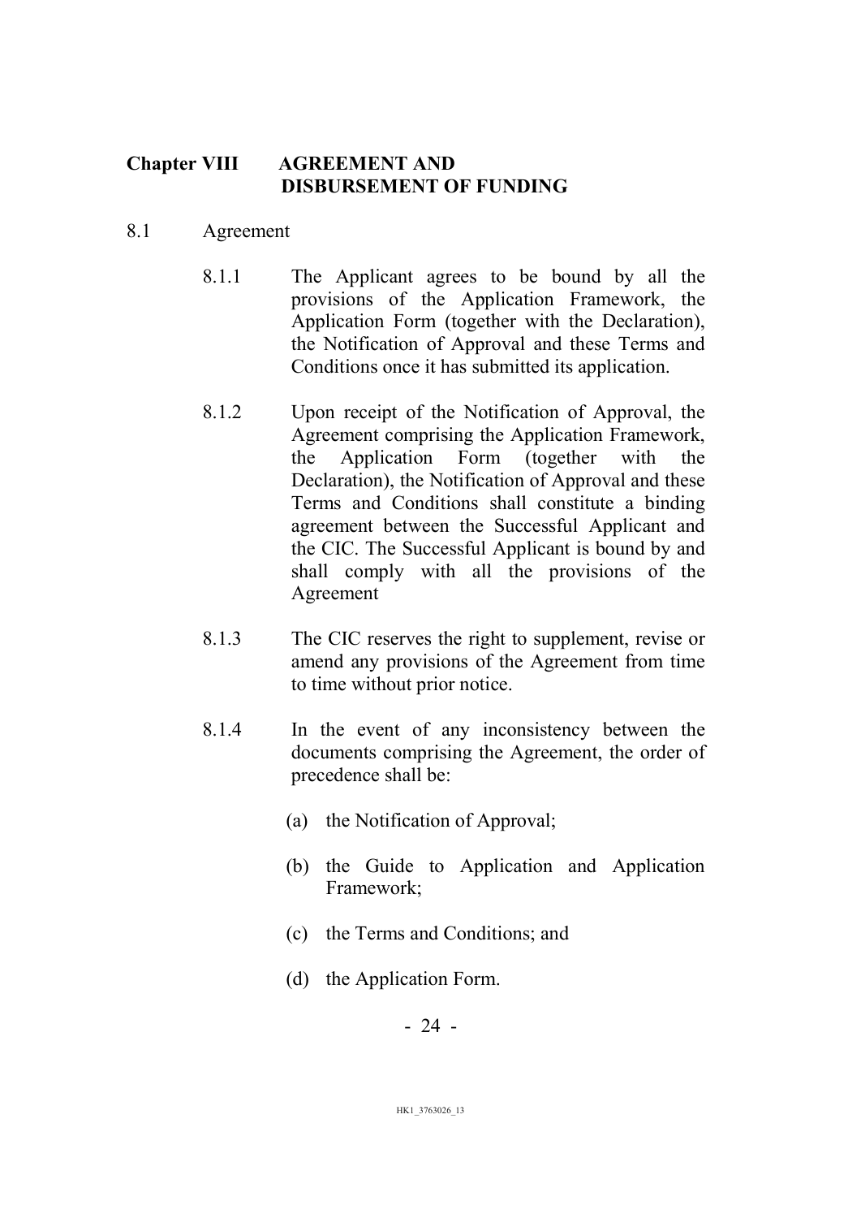## Chapter VIII AGREEMENT AND DISBURSEMENT OF FUNDING

8.1 Agreement

8.1.1 The Applicant agrees to be bound by all the provisions of the Application Framework, the Application Form (together with the Declaration), the Notification of Approval and these Terms and Conditions once it has submitted its application.

8.1.2 Upon receipt of the Notification of Approval, the Agreement comprising the Application Framework, the Application Form (together with the Declaration), the Notification of Approval and these Terms and Conditions shall constitute a binding agreement between the Successful Applicant and the CIC. The Successful Applicant is bound by and shall comply with all the provisions of the Agreement

8.1.3 The CIC reserves the right to supplement, revise or amend any provisions of the Agreement from time to time without prior notice.

8.1.4 In the event of any inconsistency between the documents comprising the Agreement, the order of precedence shall be:

(a) the Notification of Approval;

(b) the Guide to Application and Application Framework;

(c) the Terms and Conditions; and

(d) the Application Form.

HK1_3763026_13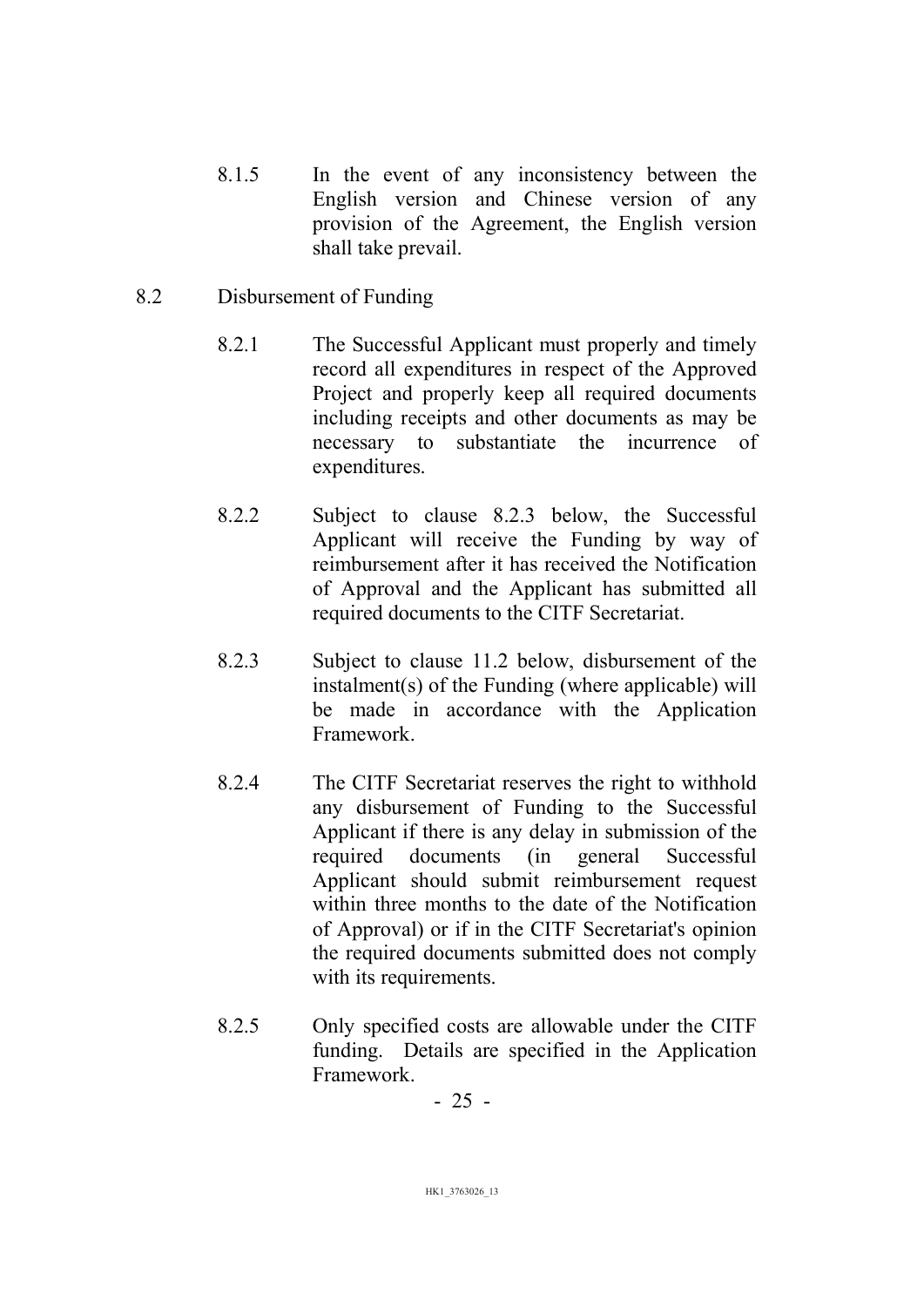8.1.5 In the event of any inconsistency between the English version and Chinese version of any provision of the Agreement, the English version shall take prevail.

8.2 Disbursement of Funding

8.2.1 The Successful Applicant must properly and timely record all expenditures in respect of the Approved Project and properly keep all required documents including receipts and other documents as may be necessary to substantiate the incurrence of expenditures.

8.2.2 Subject to clause 8.2.3 below, the Successful Applicant will receive the Funding by way of reimbursement after it has received the Notification of Approval and the Applicant has submitted all required documents to the CITF Secretariat.

8.2.3 Subject to clause 11.2 below, disbursement of the instalment(s) of the Funding (where applicable) will be made in accordance with the Application Framework.

8.2.4 The CITF Secretariat reserves the right to withhold any disbursement of Funding to the Successful Applicant if there is any delay in submission of the required documents (in general Successful Applicant should submit reimbursement request within three months to the date of the Notification of Approval) or if in the CITF Secretariat's opinion the required documents submitted does not comply with its requirements.

8.2.5 Only specified costs are allowable under the CITF funding. Details are specified in the Application Framework.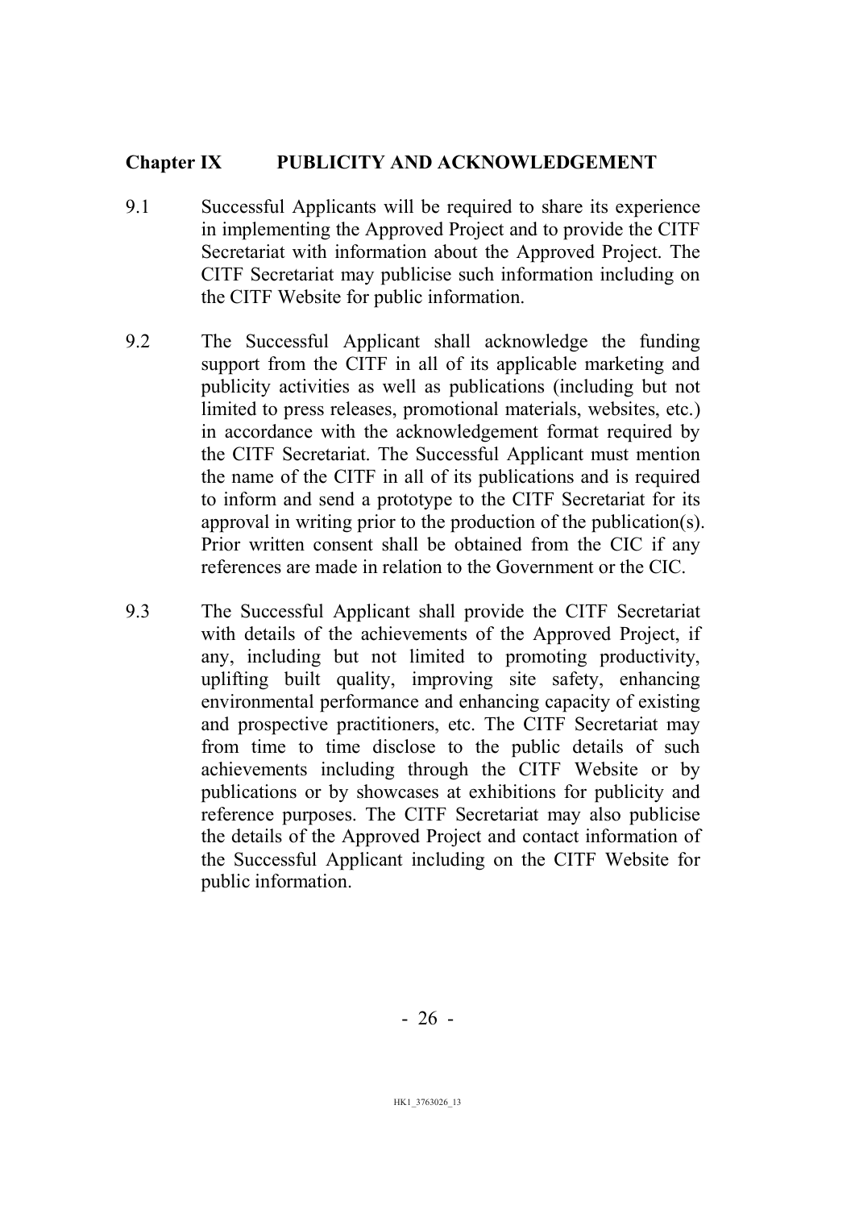## Chapter IX PUBLICITY AND ACKNOWLEDGEMENT

9.1 Successful Applicants will be required to share its experience in implementing the Approved Project and to provide the CITF Secretariat with information about the Approved Project. The CITF Secretariat may publicise such information including on the CITF Website for public information.

9.2 The Successful Applicant shall acknowledge the funding support from the CITF in all of its applicable marketing and publicity activities as well as publications (including but not limited to press releases, promotional materials, websites, etc.) in accordance with the acknowledgement format required by the CITF Secretariat. The Successful Applicant must mention the name of the CITF in all of its publications and is required to inform and send a prototype to the CITF Secretariat for its approval in writing prior to the production of the publication(s). Prior written consent shall be obtained from the CIC if any references are made in relation to the Government or the CIC.

9.3 The Successful Applicant shall provide the CITF Secretariat with details of the achievements of the Approved Project, if any, including but not limited to promoting productivity, uplifting built quality, improving site safety, enhancing environmental performance and enhancing capacity of existing and prospective practitioners, etc. The CITF Secretariat may from time to time disclose to the public details of such achievements including through the CITF Website or by publications or by showcases at exhibitions for publicity and reference purposes. The CITF Secretariat may also publicise the details of the Approved Project and contact information of the Successful Applicant including on the CITF Website for public information.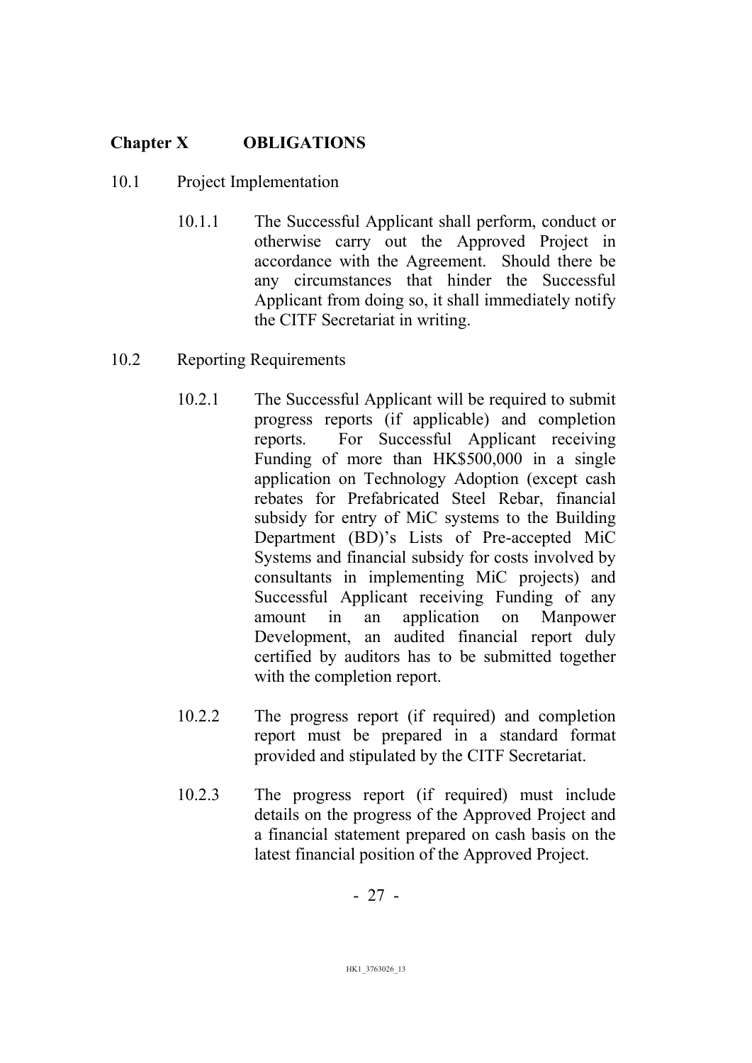## Chapter X OBLIGATIONS

10.1 Project Implementation

10.1.1 The Successful Applicant shall perform, conduct or otherwise carry out the Approved Project in accordance with the Agreement. Should there be any circumstances that hinder the Successful Applicant from doing so, it shall immediately notify the CITF Secretariat in writing.

10.2 Reporting Requirements

10.2.1 The Successful Applicant will be required to submit progress reports (if applicable) and completion reports. For Successful Applicant receiving Funding of more than HK$500,000 in a single application on Technology Adoption (except cash rebates for Prefabricated Steel Rebar, financial subsidy for entry of MiC systems to the Building Department (BD)'s Lists of Pre-accepted MiC Systems and financial subsidy for costs involved by consultants in implementing MiC projects) and Successful Applicant receiving Funding of any amount in an application on Manpower Development, an audited financial report duly certified by auditors has to be submitted together with the completion report.

10.2.2 The progress report (if required) and completion report must be prepared in a standard format provided and stipulated by the CITF Secretariat.

10.2.3 The progress report (if required) must include details on the progress of the Approved Project and a financial statement prepared on cash basis on the latest financial position of the Approved Project.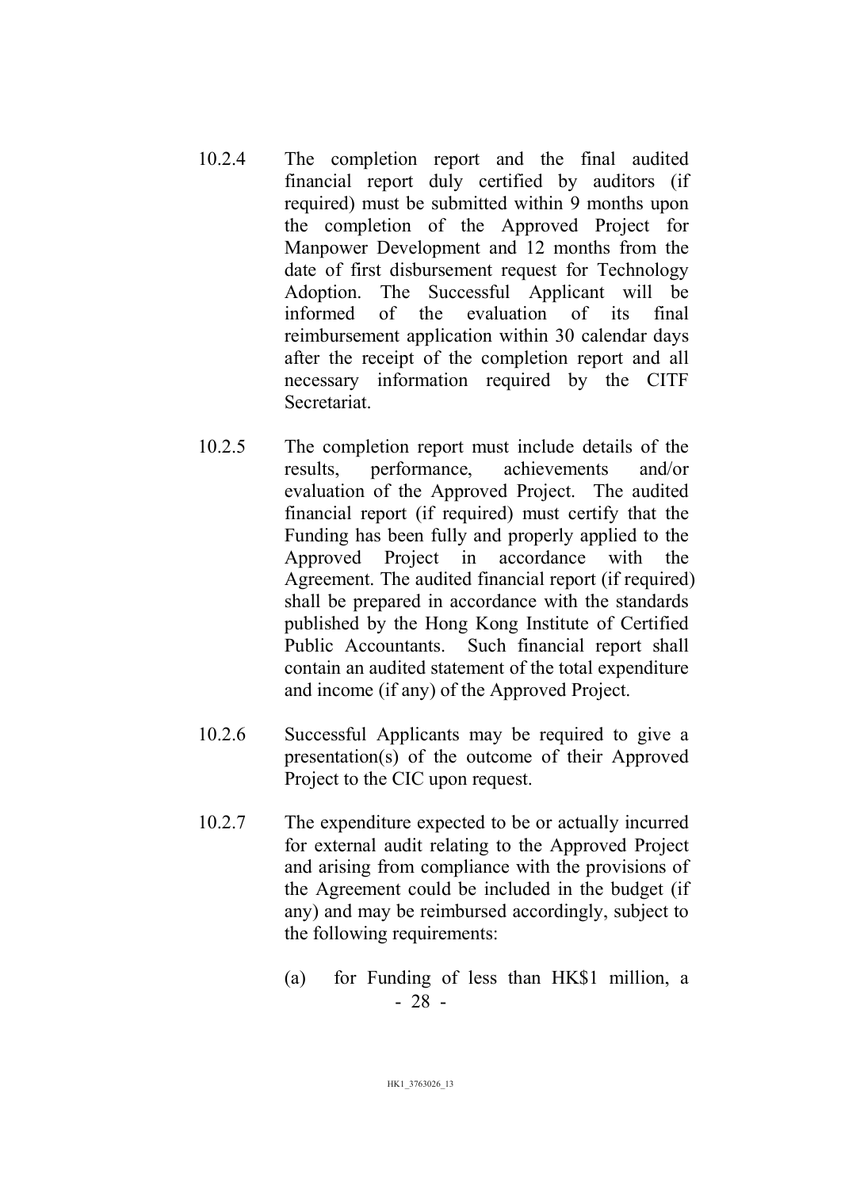10.2.4 The completion report and the final audited financial report duly certified by auditors (if required) must be submitted within 9 months upon the completion of the Approved Project for Manpower Development and 12 months from the date of first disbursement request for Technology Adoption. The Successful Applicant will be informed of the evaluation of its final reimbursement application within 30 calendar days after the receipt of the completion report and all necessary information required by the CITF Secretariat.

10.2.5 The completion report must include details of the results, performance, achievements and/or evaluation of the Approved Project. The audited financial report (if required) must certify that the Funding has been fully and properly applied to the Approved Project in accordance with the Agreement. The audited financial report (if required) shall be prepared in accordance with the standards published by the Hong Kong Institute of Certified Public Accountants. Such financial report shall contain an audited statement of the total expenditure and income (if any) of the Approved Project.

10.2.6 Successful Applicants may be required to give a presentation(s) of the outcome of their Approved Project to the CIC upon request.

10.2.7 The expenditure expected to be or actually incurred for external audit relating to the Approved Project and arising from compliance with the provisions of the Agreement could be included in the budget (if any) and may be reimbursed accordingly, subject to the following requirements:

(a) for Funding of less than HK$1 million, a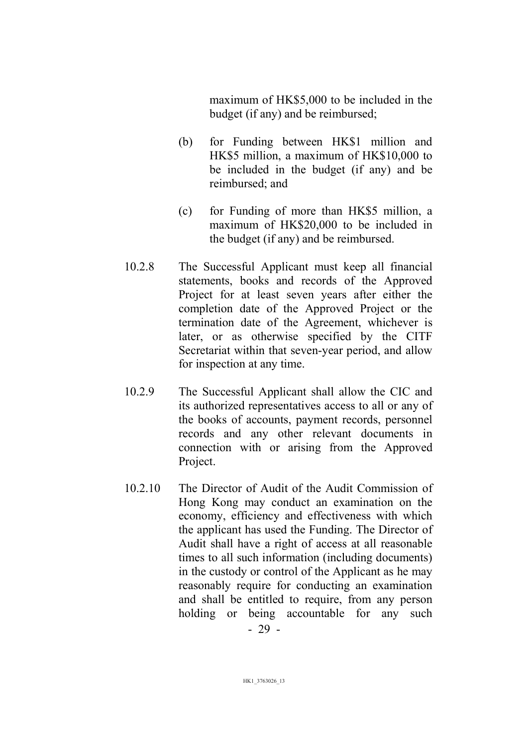maximum of HK$5,000 to be included in the budget (if any) and be reimbursed;

(b) for Funding between HK$1 million and HK$5 million, a maximum of HK$10,000 to be included in the budget (if any) and be reimbursed; and

(c) for Funding of more than HK$5 million, a maximum of HK$20,000 to be included in the budget (if any) and be reimbursed.

10.2.8 The Successful Applicant must keep all financial statements, books and records of the Approved Project for at least seven years after either the completion date of the Approved Project or the termination date of the Agreement, whichever is later, or as otherwise specified by the CITF Secretariat within that seven-year period, and allow for inspection at any time.

10.2.9 The Successful Applicant shall allow the CIC and its authorized representatives access to all or any of the books of accounts, payment records, personnel records and any other relevant documents in connection with or arising from the Approved Project.

10.2.10 The Director of Audit of the Audit Commission of Hong Kong may conduct an examination on the economy, efficiency and effectiveness with which the applicant has used the Funding. The Director of Audit shall have a right of access at all reasonable times to all such information (including documents) in the custody or control of the Applicant as he may reasonably require for conducting an examination and shall be entitled to require, from any person holding or being accountable for any such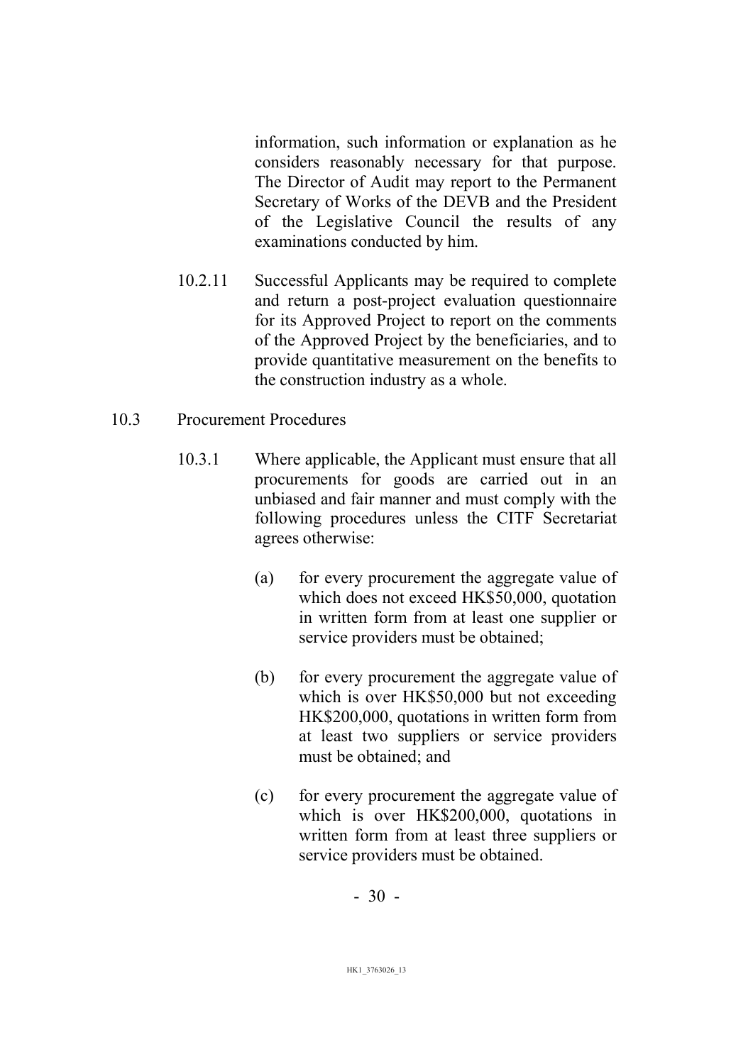information, such information or explanation as he considers reasonably necessary for that purpose. The Director of Audit may report to the Permanent Secretary of Works of the DEVB and the President of the Legislative Council the results of any examinations conducted by him.

10.2.11 Successful Applicants may be required to complete and return a post-project evaluation questionnaire for its Approved Project to report on the comments of the Approved Project by the beneficiaries, and to provide quantitative measurement on the benefits to the construction industry as a whole.

10.3 Procurement Procedures

10.3.1 Where applicable, the Applicant must ensure that all procurements for goods are carried out in an unbiased and fair manner and must comply with the following procedures unless the CITF Secretariat agrees otherwise:

(a) for every procurement the aggregate value of which does not exceed HK$50,000, quotation in written form from at least one supplier or service providers must be obtained;

(b) for every procurement the aggregate value of which is over HK$50,000 but not exceeding HK$200,000, quotations in written form from at least two suppliers or service providers must be obtained; and

(c) for every procurement the aggregate value of which is over HK$200,000, quotations in written form from at least three suppliers or service providers must be obtained.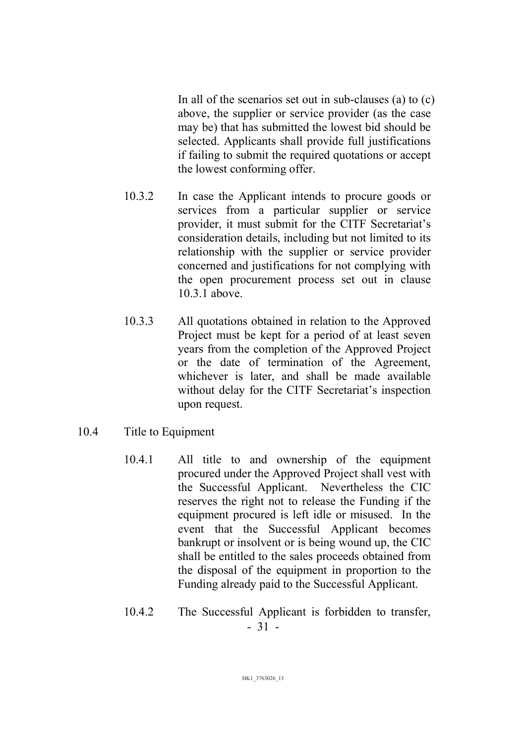In all of the scenarios set out in sub-clauses (a) to (c) above, the supplier or service provider (as the case may be) that has submitted the lowest bid should be selected. Applicants shall provide full justifications if failing to submit the required quotations or accept the lowest conforming offer.

10.3.2 In case the Applicant intends to procure goods or services from a particular supplier or service provider, it must submit for the CITF Secretariat's consideration details, including but not limited to its relationship with the supplier or service provider concerned and justifications for not complying with the open procurement process set out in clause 10.3.1 above.

10.3.3 All quotations obtained in relation to the Approved Project must be kept for a period of at least seven years from the completion of the Approved Project or the date of termination of the Agreement, whichever is later, and shall be made available without delay for the CITF Secretariat's inspection upon request.

10.4 Title to Equipment

10.4.1 All title to and ownership of the equipment procured under the Approved Project shall vest with the Successful Applicant. Nevertheless the CIC reserves the right not to release the Funding if the equipment procured is left idle or misused. In the event that the Successful Applicant becomes bankrupt or insolvent or is being wound up, the CIC shall be entitled to the sales proceeds obtained from the disposal of the equipment in proportion to the Funding already paid to the Successful Applicant.

10.4.2 The Successful Applicant is forbidden to transfer,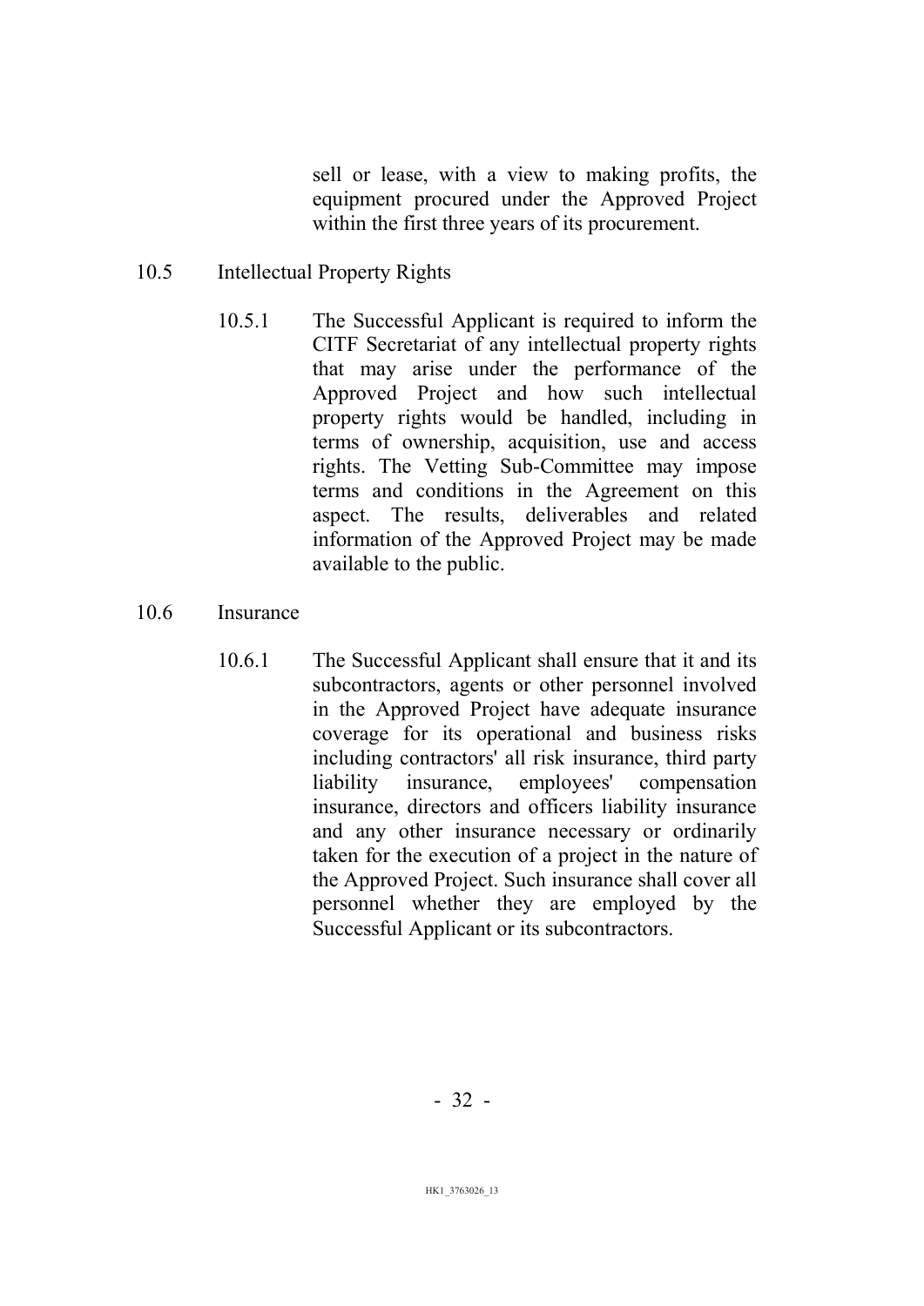sell or lease, with a view to making profits, the equipment procured under the Approved Project within the first three years of its procurement.

10.5 Intellectual Property Rights

10.5.1 The Successful Applicant is required to inform the CITF Secretariat of any intellectual property rights that may arise under the performance of the Approved Project and how such intellectual property rights would be handled, including in terms of ownership, acquisition, use and access rights. The Vetting Sub-Committee may impose terms and conditions in the Agreement on this aspect. The results, deliverables and related information of the Approved Project may be made available to the public.

10.6 Insurance

10.6.1 The Successful Applicant shall ensure that it and its subcontractors, agents or other personnel involved in the Approved Project have adequate insurance coverage for its operational and business risks including contractors' all risk insurance, third party liability insurance, employees' compensation insurance, directors and officers liability insurance and any other insurance necessary or ordinarily taken for the execution of a project in the nature of the Approved Project. Such insurance shall cover all personnel whether they are employed by the Successful Applicant or its subcontractors.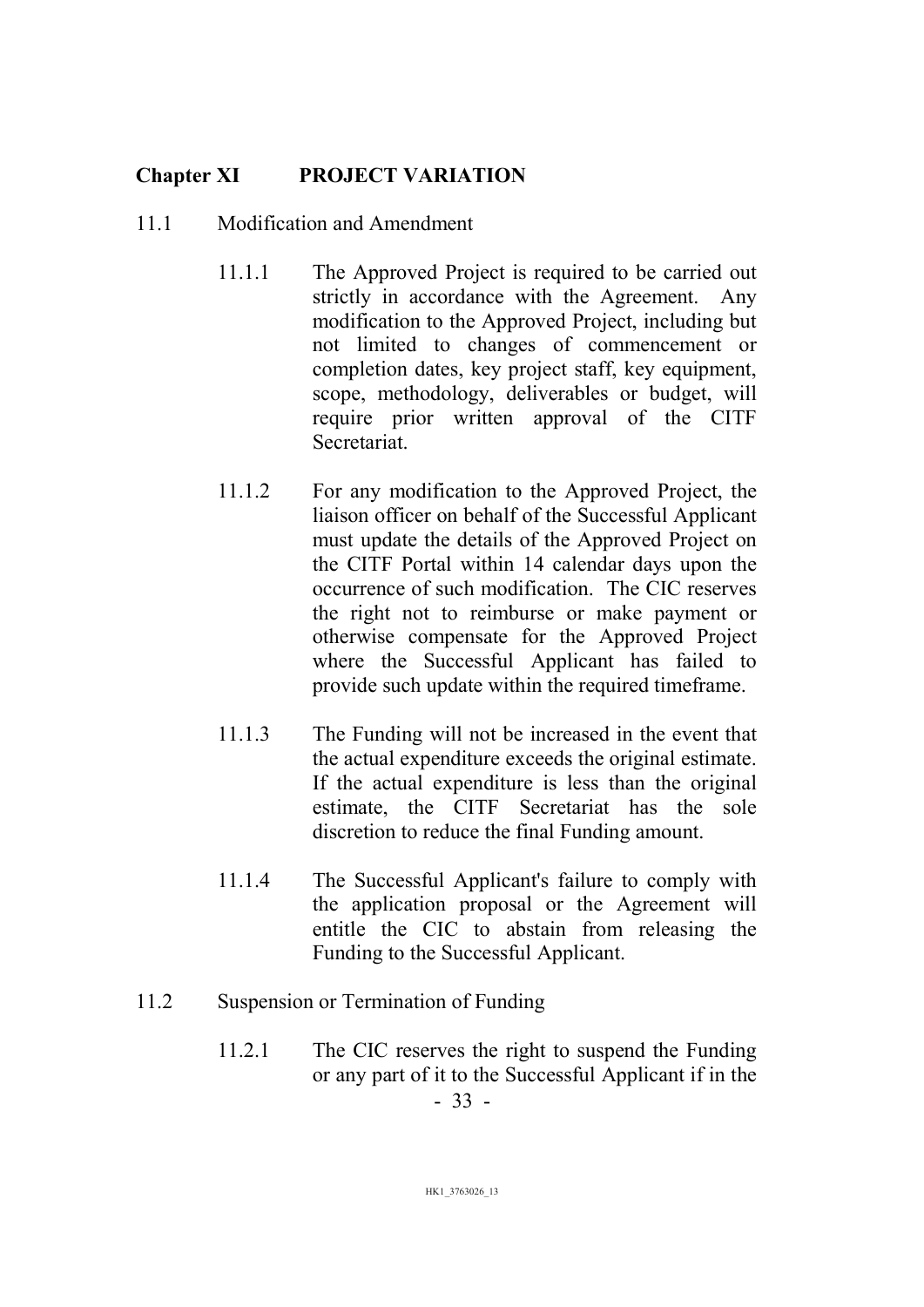## Chapter XI PROJECT VARIATION

11.1 Modification and Amendment

11.1.1 The Approved Project is required to be carried out strictly in accordance with the Agreement. Any modification to the Approved Project, including but not limited to changes of commencement or completion dates, key project staff, key equipment, scope, methodology, deliverables or budget, will require prior written approval of the CITF Secretariat.

11.1.2 For any modification to the Approved Project, the liaison officer on behalf of the Successful Applicant must update the details of the Approved Project on the CITF Portal within 14 calendar days upon the occurrence of such modification. The CIC reserves the right not to reimburse or make payment or otherwise compensate for the Approved Project where the Successful Applicant has failed to provide such update within the required timeframe.

11.1.3 The Funding will not be increased in the event that the actual expenditure exceeds the original estimate. If the actual expenditure is less than the original estimate, the CITF Secretariat has the sole discretion to reduce the final Funding amount.

11.1.4 The Successful Applicant's failure to comply with the application proposal or the Agreement will entitle the CIC to abstain from releasing the Funding to the Successful Applicant.

11.2 Suspension or Termination of Funding

11.2.1 The CIC reserves the right to suspend the Funding or any part of it to the Successful Applicant if in the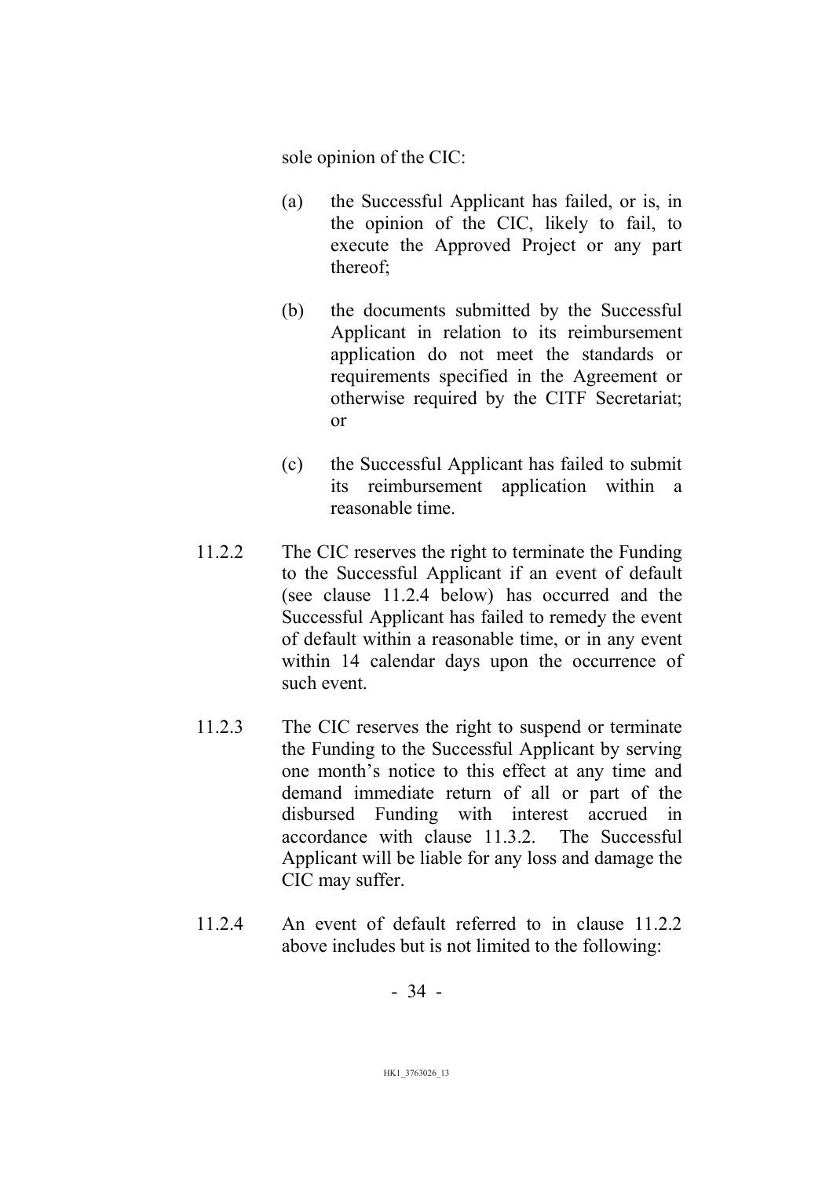sole opinion of the CIC:

(a) the Successful Applicant has failed, or is, in the opinion of the CIC, likely to fail, to execute the Approved Project or any part thereof;

(b) the documents submitted by the Successful Applicant in relation to its reimbursement application do not meet the standards or requirements specified in the Agreement or otherwise required by the CITF Secretariat; or

(c) the Successful Applicant has failed to submit its reimbursement application within a reasonable time.

11.2.2 The CIC reserves the right to terminate the Funding to the Successful Applicant if an event of default (see clause 11.2.4 below) has occurred and the Successful Applicant has failed to remedy the event of default within a reasonable time, or in any event within 14 calendar days upon the occurrence of such event.

11.2.3 The CIC reserves the right to suspend or terminate the Funding to the Successful Applicant by serving one month's notice to this effect at any time and demand immediate return of all or part of the disbursed Funding with interest accrued in accordance with clause 11.3.2. The Successful Applicant will be liable for any loss and damage the CIC may suffer.

11.2.4 An event of default referred to in clause 11.2.2 above includes but is not limited to the following: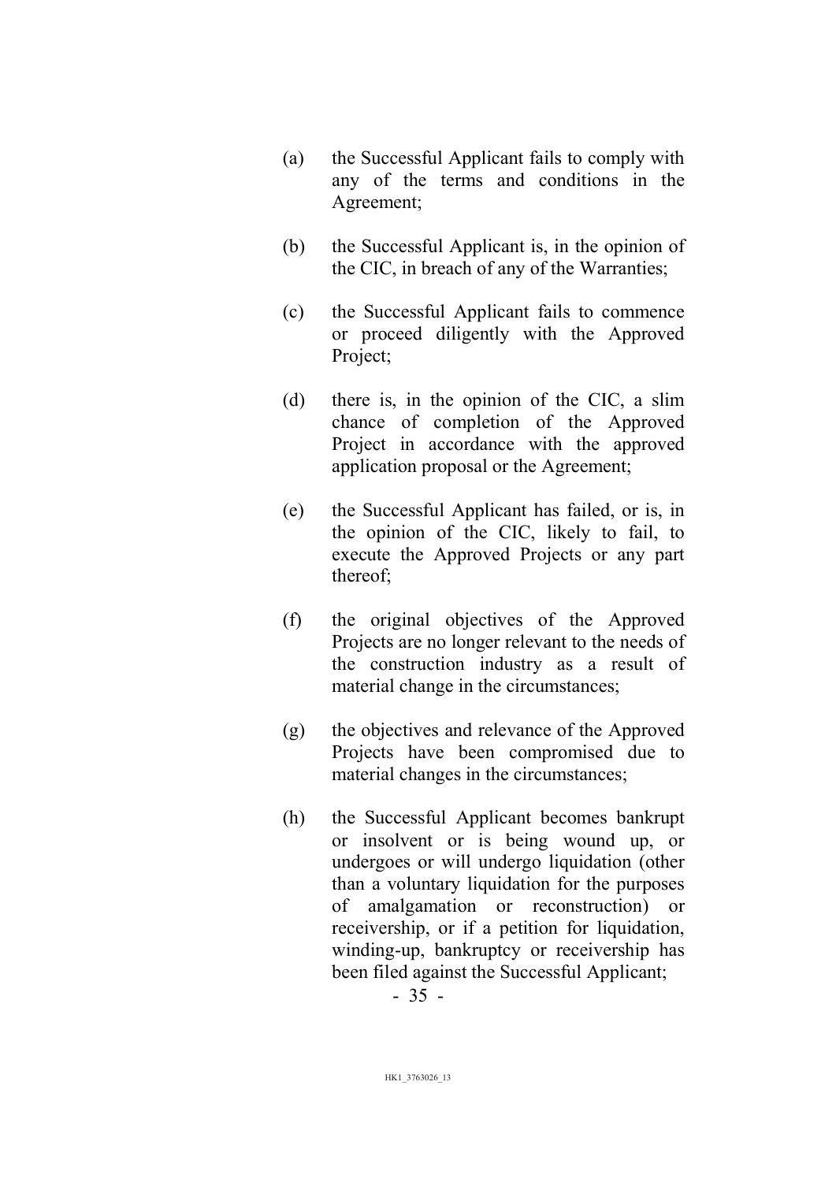(a) the Successful Applicant fails to comply with any of the terms and conditions in the Agreement;

(b) the Successful Applicant is, in the opinion of the CIC, in breach of any of the Warranties;

(c) the Successful Applicant fails to commence or proceed diligently with the Approved Project;

(d) there is, in the opinion of the CIC, a slim chance of completion of the Approved Project in accordance with the approved application proposal or the Agreement;

(e) the Successful Applicant has failed, or is, in the opinion of the CIC, likely to fail, to execute the Approved Projects or any part thereof;

(f) the original objectives of the Approved Projects are no longer relevant to the needs of the construction industry as a result of material change in the circumstances;

(g) the objectives and relevance of the Approved Projects have been compromised due to material changes in the circumstances;

(h) the Successful Applicant becomes bankrupt or insolvent or is being wound up, or undergoes or will undergo liquidation (other than a voluntary liquidation for the purposes of amalgamation or reconstruction) or receivership, or if a petition for liquidation, winding-up, bankruptcy or receivership has been filed against the Successful Applicant;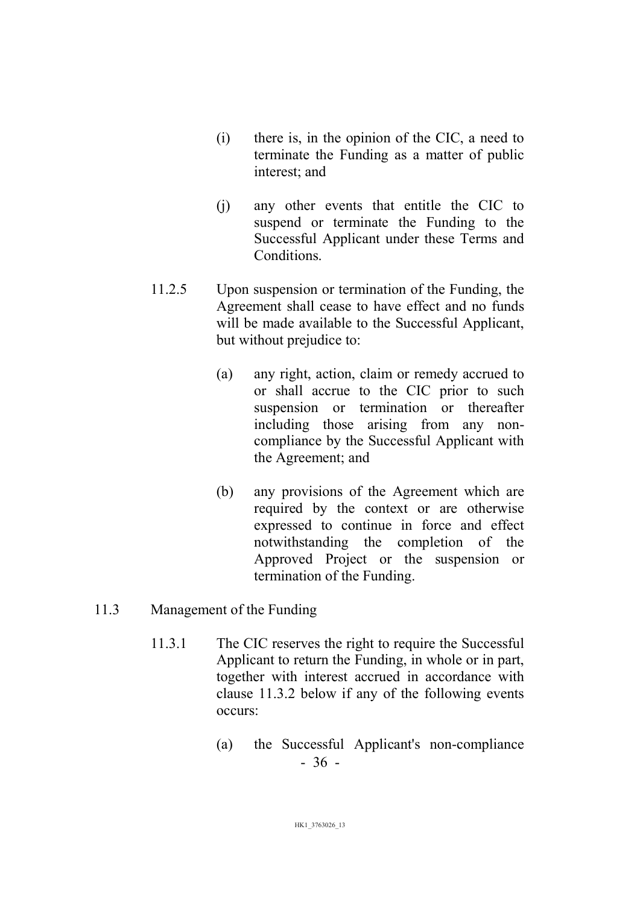(i) there is, in the opinion of the CIC, a need to terminate the Funding as a matter of public interest; and

(j) any other events that entitle the CIC to suspend or terminate the Funding to the Successful Applicant under these Terms and Conditions.

11.2.5 Upon suspension or termination of the Funding, the Agreement shall cease to have effect and no funds will be made available to the Successful Applicant, but without prejudice to:

(a) any right, action, claim or remedy accrued to or shall accrue to the CIC prior to such suspension or termination or thereafter including those arising from any non-compliance by the Successful Applicant with the Agreement; and

(b) any provisions of the Agreement which are required by the context or are otherwise expressed to continue in force and effect notwithstanding the completion of the Approved Project or the suspension or termination of the Funding.

11.3 Management of the Funding

11.3.1 The CIC reserves the right to require the Successful Applicant to return the Funding, in whole or in part, together with interest accrued in accordance with clause 11.3.2 below if any of the following events occurs:

(a) the Successful Applicant's non-compliance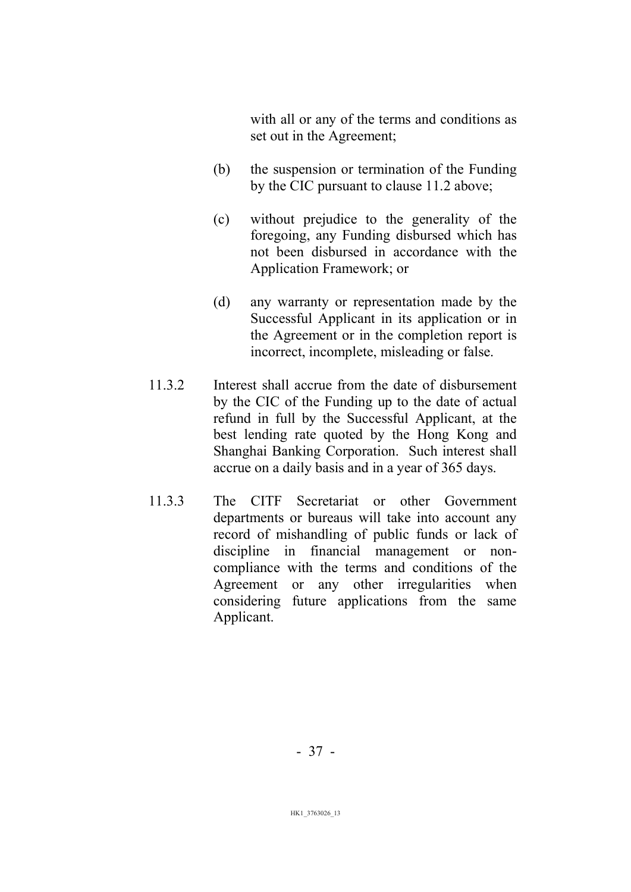with all or any of the terms and conditions as set out in the Agreement;

(b) the suspension or termination of the Funding by the CIC pursuant to clause 11.2 above;

(c) without prejudice to the generality of the foregoing, any Funding disbursed which has not been disbursed in accordance with the Application Framework; or

(d) any warranty or representation made by the Successful Applicant in its application or in the Agreement or in the completion report is incorrect, incomplete, misleading or false.

11.3.2 Interest shall accrue from the date of disbursement by the CIC of the Funding up to the date of actual refund in full by the Successful Applicant, at the best lending rate quoted by the Hong Kong and Shanghai Banking Corporation. Such interest shall accrue on a daily basis and in a year of 365 days.

11.3.3 The CITF Secretariat or other Government departments or bureaus will take into account any record of mishandling of public funds or lack of discipline in financial management or non-compliance with the terms and conditions of the Agreement or any other irregularities when considering future applications from the same Applicant.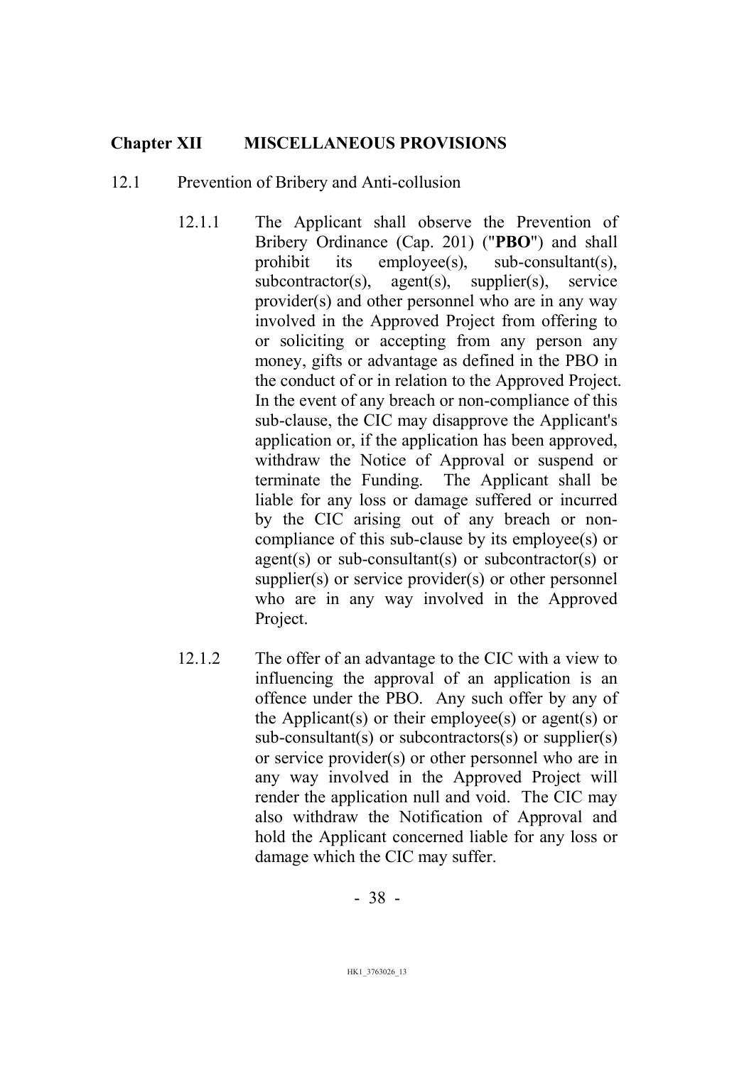## Chapter XII MISCELLANEOUS PROVISIONS

12.1 Prevention of Bribery and Anti-collusion

12.1.1 The Applicant shall observe the Prevention of Bribery Ordinance (Cap. 201) ("**PBO**") and shall prohibit its employee(s), sub-consultant(s), subcontractor(s), agent(s), supplier(s), service provider(s) and other personnel who are in any way involved in the Approved Project from offering to or soliciting or accepting from any person any money, gifts or advantage as defined in the PBO in the conduct of or in relation to the Approved Project. In the event of any breach or non-compliance of this sub-clause, the CIC may disapprove the Applicant's application or, if the application has been approved, withdraw the Notice of Approval or suspend or terminate the Funding. The Applicant shall be liable for any loss or damage suffered or incurred by the CIC arising out of any breach or non-compliance of this sub-clause by its employee(s) or agent(s) or sub-consultant(s) or subcontractor(s) or supplier(s) or service provider(s) or other personnel who are in any way involved in the Approved Project.

12.1.2 The offer of an advantage to the CIC with a view to influencing the approval of an application is an offence under the PBO. Any such offer by any of the Applicant(s) or their employee(s) or agent(s) or sub-consultant(s) or subcontractors(s) or supplier(s) or service provider(s) or other personnel who are in any way involved in the Approved Project will render the application null and void. The CIC may also withdraw the Notification of Approval and hold the Applicant concerned liable for any loss or damage which the CIC may suffer.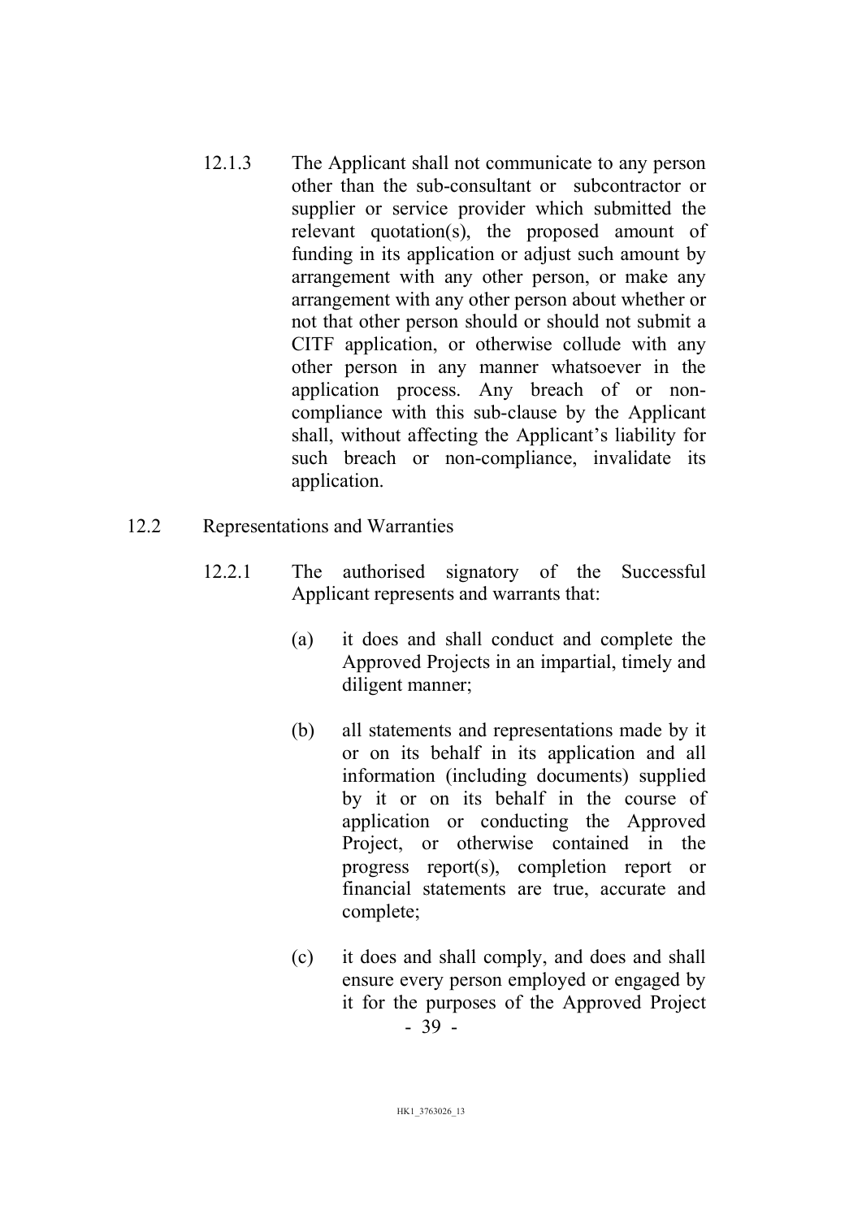12.1.3 The Applicant shall not communicate to any person other than the sub-consultant or subcontractor or supplier or service provider which submitted the relevant quotation(s), the proposed amount of funding in its application or adjust such amount by arrangement with any other person, or make any arrangement with any other person about whether or not that other person should or should not submit a CITF application, or otherwise collude with any other person in any manner whatsoever in the application process. Any breach of or non-compliance with this sub-clause by the Applicant shall, without affecting the Applicant's liability for such breach or non-compliance, invalidate its application.

12.2 Representations and Warranties

12.2.1 The authorised signatory of the Successful Applicant represents and warrants that:

(a) it does and shall conduct and complete the Approved Projects in an impartial, timely and diligent manner;

(b) all statements and representations made by it or on its behalf in its application and all information (including documents) supplied by it or on its behalf in the course of application or conducting the Approved Project, or otherwise contained in the progress report(s), completion report or financial statements are true, accurate and complete;

(c) it does and shall comply, and does and shall ensure every person employed or engaged by it for the purposes of the Approved Project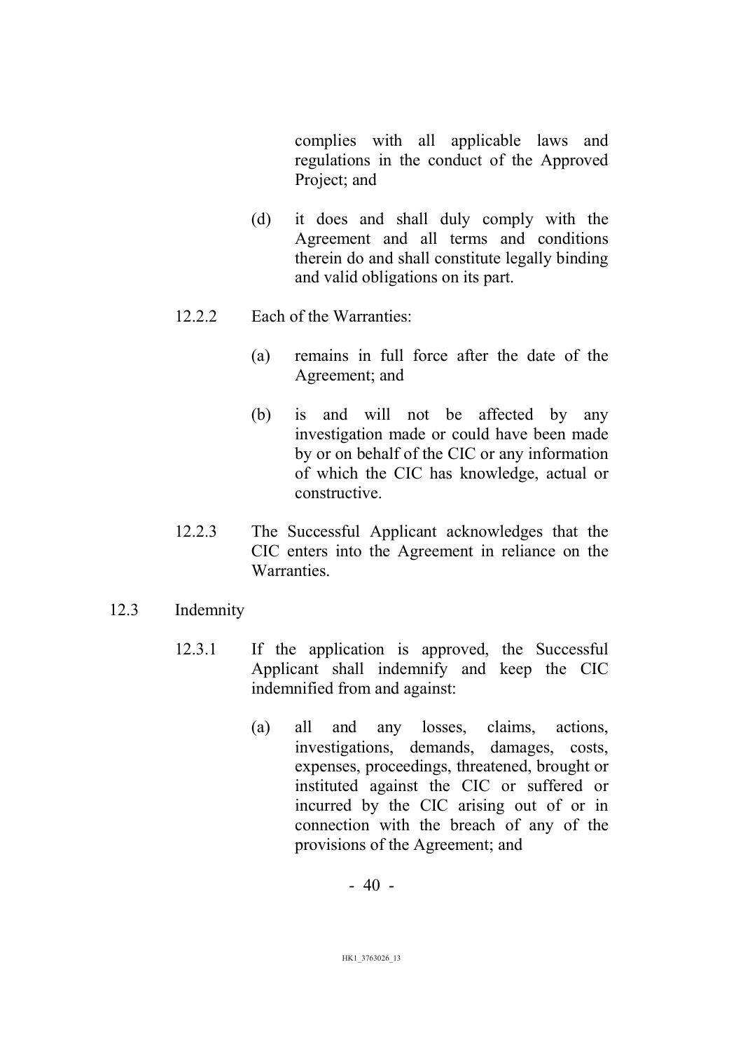complies with all applicable laws and regulations in the conduct of the Approved Project; and

(d) it does and shall duly comply with the Agreement and all terms and conditions therein do and shall constitute legally binding and valid obligations on its part.

12.2.2 Each of the Warranties:

(a) remains in full force after the date of the Agreement; and

(b) is and will not be affected by any investigation made or could have been made by or on behalf of the CIC or any information of which the CIC has knowledge, actual or constructive.

12.2.3 The Successful Applicant acknowledges that the CIC enters into the Agreement in reliance on the Warranties.

12.3 Indemnity

12.3.1 If the application is approved, the Successful Applicant shall indemnify and keep the CIC indemnified from and against:

(a) all and any losses, claims, actions, investigations, demands, damages, costs, expenses, proceedings, threatened, brought or instituted against the CIC or suffered or incurred by the CIC arising out of or in connection with the breach of any of the provisions of the Agreement; and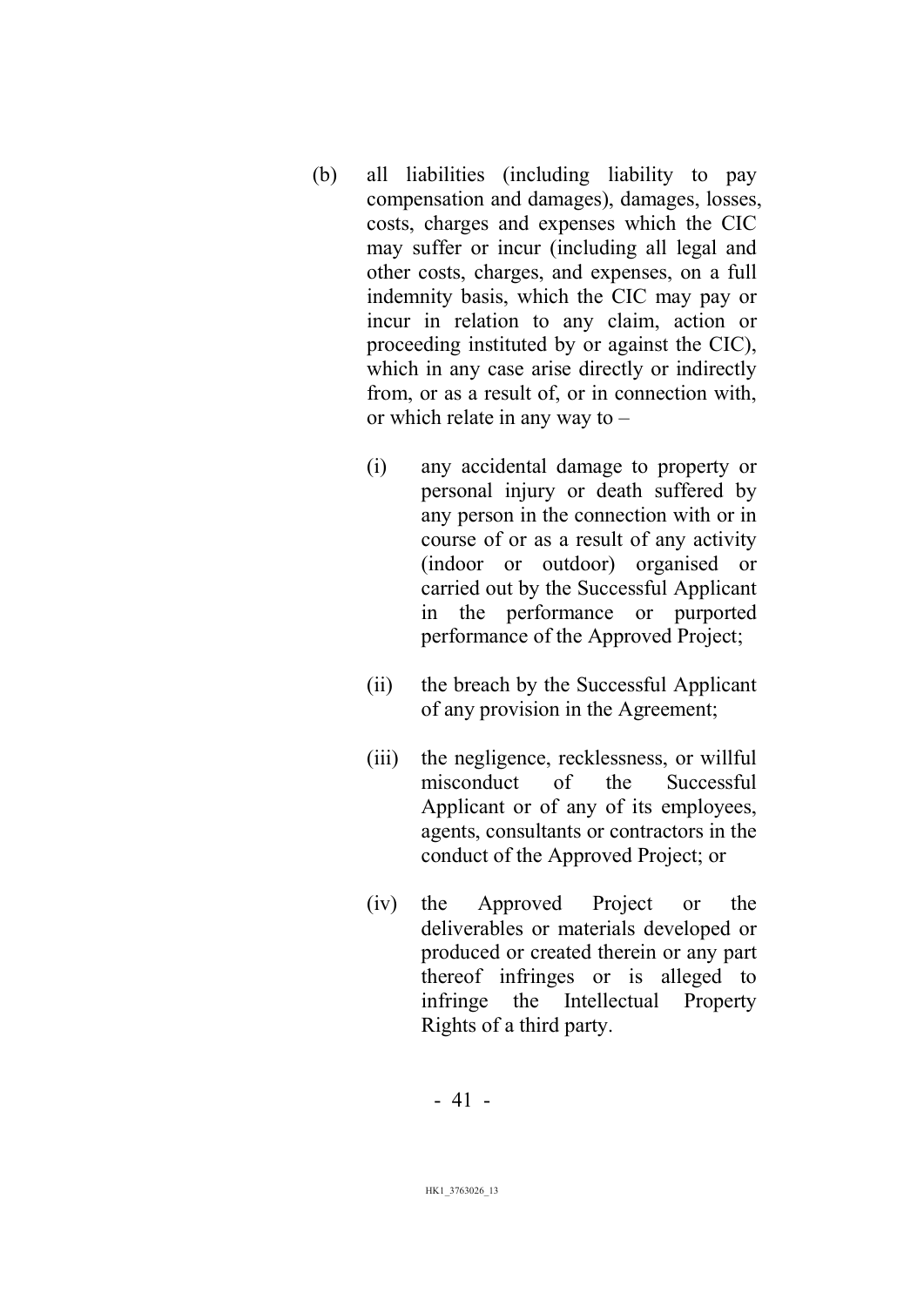(b) all liabilities (including liability to pay compensation and damages), damages, losses, costs, charges and expenses which the CIC may suffer or incur (including all legal and other costs, charges, and expenses, on a full indemnity basis, which the CIC may pay or incur in relation to any claim, action or proceeding instituted by or against the CIC), which in any case arise directly or indirectly from, or as a result of, or in connection with, or which relate in any way to –

   (i) any accidental damage to property or personal injury or death suffered by any person in the connection with or in course of or as a result of any activity (indoor or outdoor) organised or carried out by the Successful Applicant in the performance or purported performance of the Approved Project;

   (ii) the breach by the Successful Applicant of any provision in the Agreement;

   (iii) the negligence, recklessness, or willful misconduct of the Successful Applicant or of any of its employees, agents, consultants or contractors in the conduct of the Approved Project; or

   (iv) the Approved Project or the deliverables or materials developed or produced or created therein or any part thereof infringes or is alleged to infringe the Intellectual Property Rights of a third party.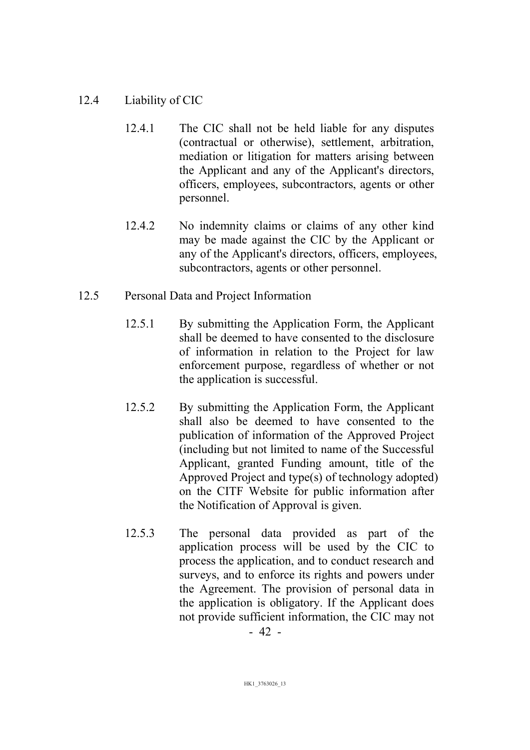## 12.4 Liability of CIC

12.4.1 The CIC shall not be held liable for any disputes (contractual or otherwise), settlement, arbitration, mediation or litigation for matters arising between the Applicant and any of the Applicant's directors, officers, employees, subcontractors, agents or other personnel.

12.4.2 No indemnity claims or claims of any other kind may be made against the CIC by the Applicant or any of the Applicant's directors, officers, employees, subcontractors, agents or other personnel.

## 12.5 Personal Data and Project Information

12.5.1 By submitting the Application Form, the Applicant shall be deemed to have consented to the disclosure of information in relation to the Project for law enforcement purpose, regardless of whether or not the application is successful.

12.5.2 By submitting the Application Form, the Applicant shall also be deemed to have consented to the publication of information of the Approved Project (including but not limited to name of the Successful Applicant, granted Funding amount, title of the Approved Project and type(s) of technology adopted) on the CITF Website for public information after the Notification of Approval is given.

12.5.3 The personal data provided as part of the application process will be used by the CIC to process the application, and to conduct research and surveys, and to enforce its rights and powers under the Agreement. The provision of personal data in the application is obligatory. If the Applicant does not provide sufficient information, the CIC may not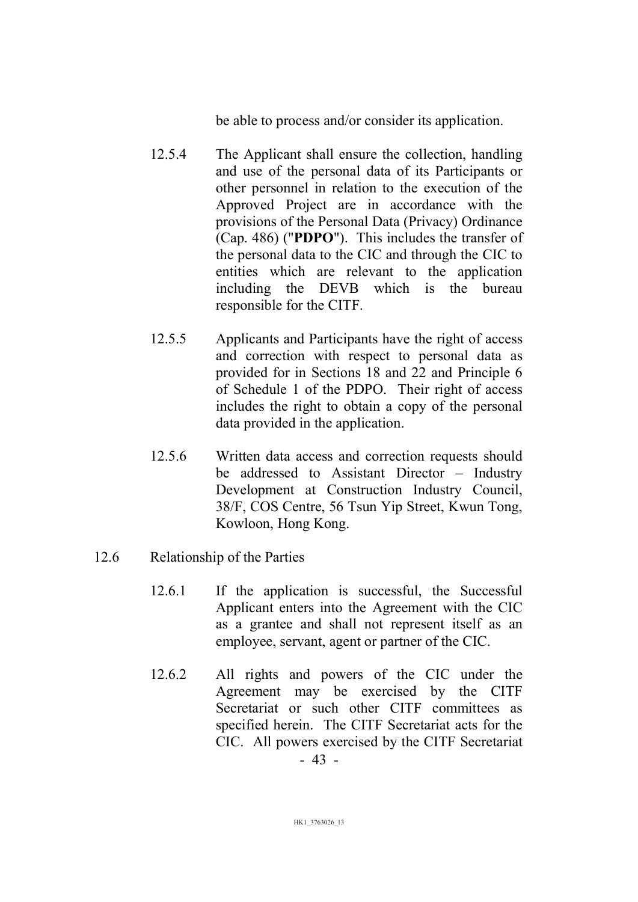be able to process and/or consider its application.

12.5.4 The Applicant shall ensure the collection, handling and use of the personal data of its Participants or other personnel in relation to the execution of the Approved Project are in accordance with the provisions of the Personal Data (Privacy) Ordinance (Cap. 486) ("**PDPO**"). This includes the transfer of the personal data to the CIC and through the CIC to entities which are relevant to the application including the DEVB which is the bureau responsible for the CITF.

12.5.5 Applicants and Participants have the right of access and correction with respect to personal data as provided for in Sections 18 and 22 and Principle 6 of Schedule 1 of the PDPO. Their right of access includes the right to obtain a copy of the personal data provided in the application.

12.5.6 Written data access and correction requests should be addressed to Assistant Director – Industry Development at Construction Industry Council, 38/F, COS Centre, 56 Tsun Yip Street, Kwun Tong, Kowloon, Hong Kong.

12.6 Relationship of the Parties

12.6.1 If the application is successful, the Successful Applicant enters into the Agreement with the CIC as a grantee and shall not represent itself as an employee, servant, agent or partner of the CIC.

12.6.2 All rights and powers of the CIC under the Agreement may be exercised by the CITF Secretariat or such other CITF committees as specified herein. The CITF Secretariat acts for the CIC. All powers exercised by the CITF Secretariat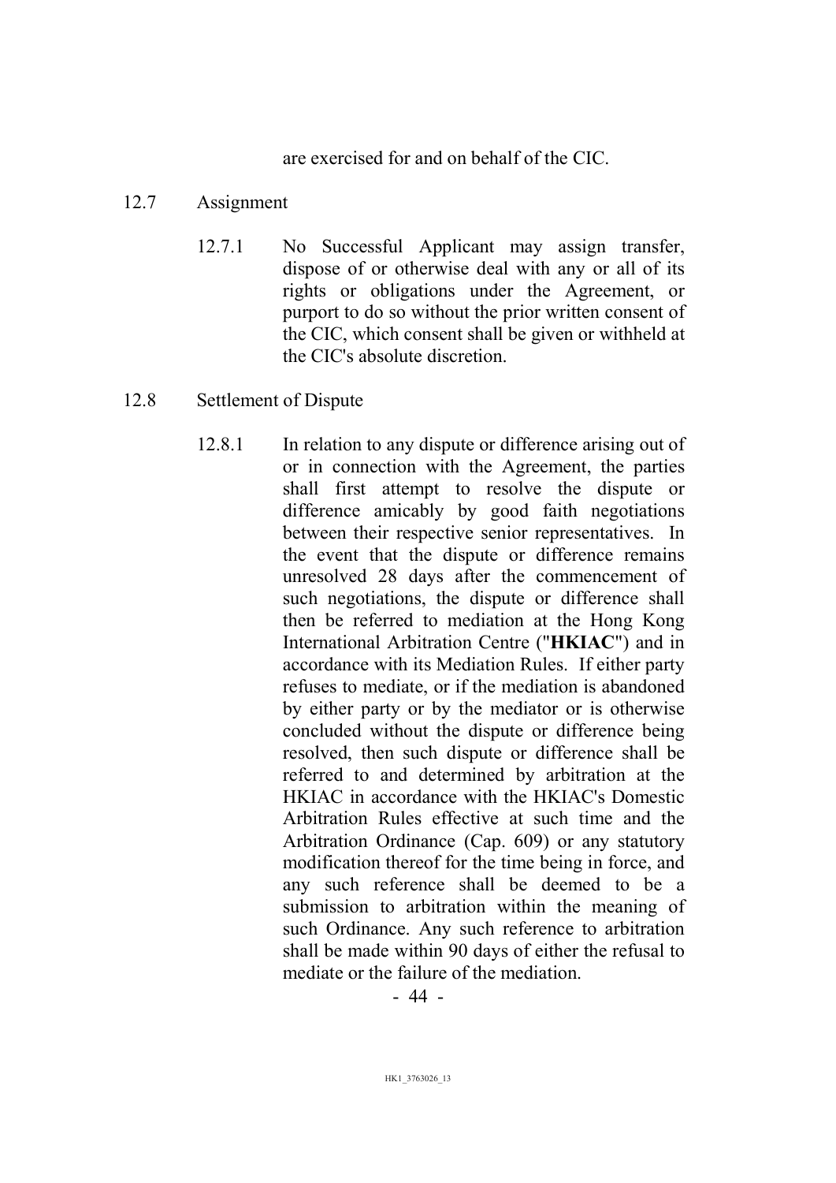are exercised for and on behalf of the CIC.

12.7 Assignment

12.7.1 No Successful Applicant may assign transfer, dispose of or otherwise deal with any or all of its rights or obligations under the Agreement, or purport to do so without the prior written consent of the CIC, which consent shall be given or withheld at the CIC's absolute discretion.

12.8 Settlement of Dispute

12.8.1 In relation to any dispute or difference arising out of or in connection with the Agreement, the parties shall first attempt to resolve the dispute or difference amicably by good faith negotiations between their respective senior representatives. In the event that the dispute or difference remains unresolved 28 days after the commencement of such negotiations, the dispute or difference shall then be referred to mediation at the Hong Kong International Arbitration Centre ("**HKIAC**") and in accordance with its Mediation Rules. If either party refuses to mediate, or if the mediation is abandoned by either party or by the mediator or is otherwise concluded without the dispute or difference being resolved, then such dispute or difference shall be referred to and determined by arbitration at the HKIAC in accordance with the HKIAC's Domestic Arbitration Rules effective at such time and the Arbitration Ordinance (Cap. 609) or any statutory modification thereof for the time being in force, and any such reference shall be deemed to be a submission to arbitration within the meaning of such Ordinance. Any such reference to arbitration shall be made within 90 days of either the refusal to mediate or the failure of the mediation.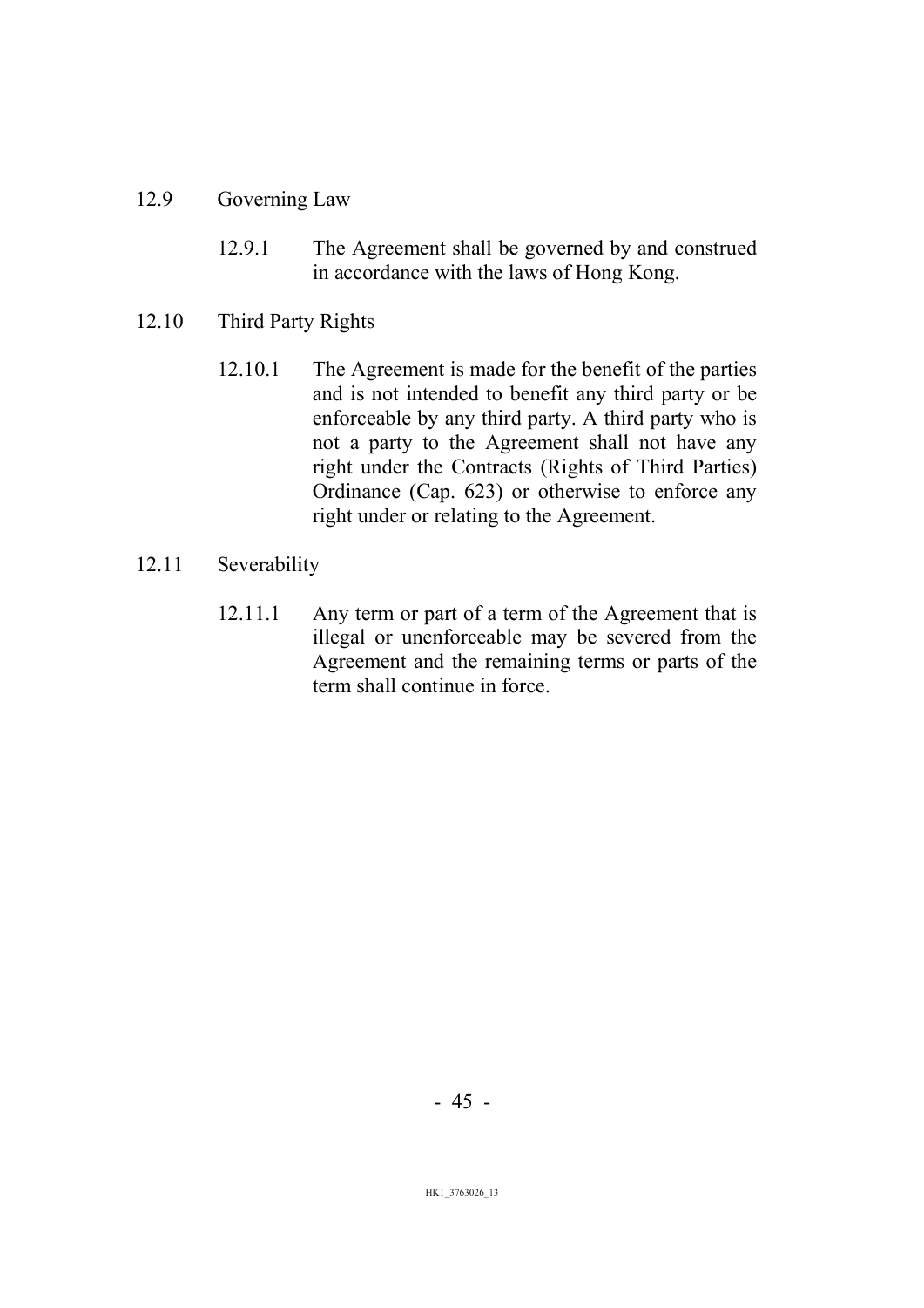12.9 Governing Law

12.9.1 The Agreement shall be governed by and construed in accordance with the laws of Hong Kong.

12.10 Third Party Rights

12.10.1 The Agreement is made for the benefit of the parties and is not intended to benefit any third party or be enforceable by any third party. A third party who is not a party to the Agreement shall not have any right under the Contracts (Rights of Third Parties) Ordinance (Cap. 623) or otherwise to enforce any right under or relating to the Agreement.

12.11 Severability

12.11.1 Any term or part of a term of the Agreement that is illegal or unenforceable may be severed from the Agreement and the remaining terms or parts of the term shall continue in force.